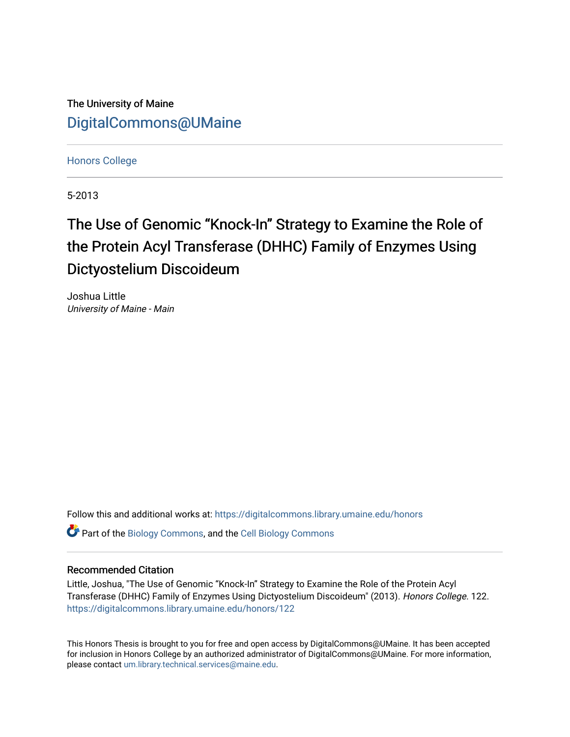The University of Maine

DigitalCommons@UMaine

Honors College

5-2013

# The Use of Genomic “Knock-In” Strategy to Examine the Role of the Protein Acyl Transferase (DHHC) Family of Enzymes Using Dictyostelium Discoideum

Joshua Little

*University of Maine - Main*

Follow this and additional works at: https://digitalcommons.library.umaine.edu/honors

Part of the Biology Commons, and the Cell Biology Commons

## Recommended Citation

Little, Joshua, "The Use of Genomic “Knock-In” Strategy to Examine the Role of the Protein Acyl Transferase (DHHC) Family of Enzymes Using Dictyostelium Discoideum" (2013). *Honors College*. 122.
https://digitalcommons.library.umaine.edu/honors/122

This Honors Thesis is brought to you for free and open access by DigitalCommons@UMaine. It has been accepted for inclusion in Honors College by an authorized administrator of DigitalCommons@UMaine. For more information, please contact um.library.technical.services@maine.edu.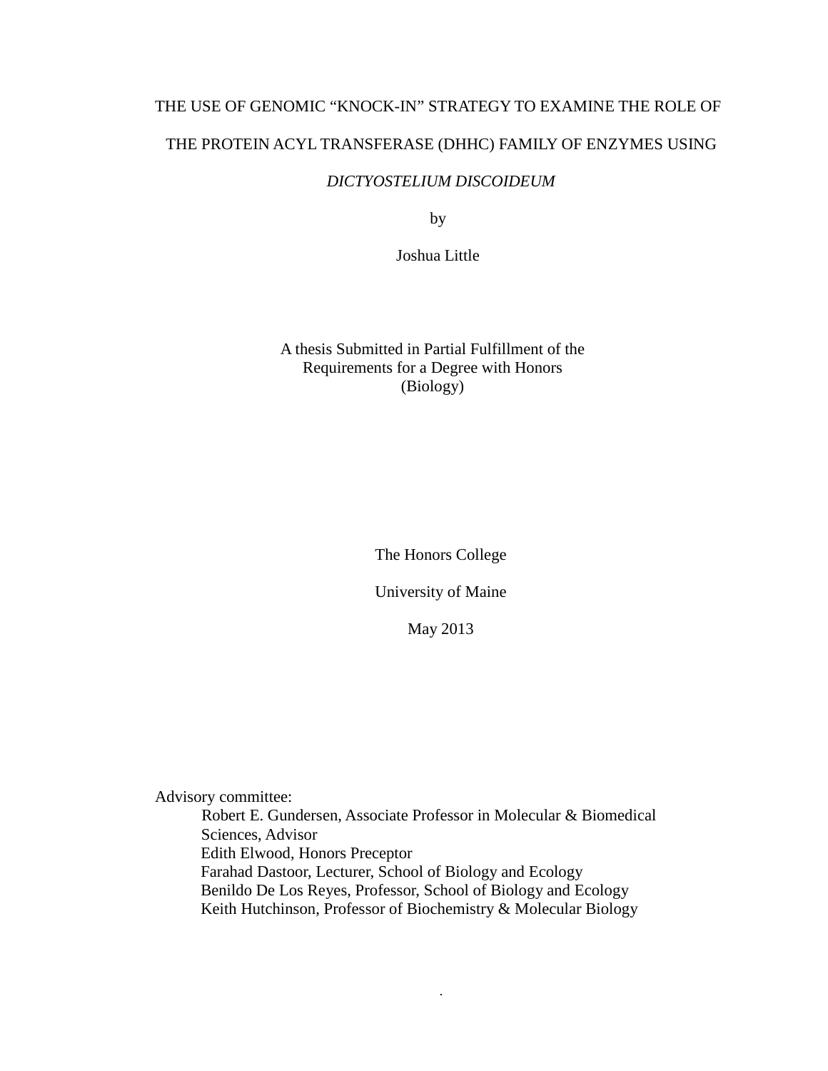# THE USE OF GENOMIC "KNOCK-IN" STRATEGY TO EXAMINE THE ROLE OF THE PROTEIN ACYL TRANSFERASE (DHHC) FAMILY OF ENZYMES USING *DICTYOSTELIUM DISCOIDEUM*

by

Joshua Little

A thesis Submitted in Partial Fulfillment of the
Requirements for a Degree with Honors
(Biology)

The Honors College

University of Maine

May 2013

Advisory committee:

Robert E. Gundersen, Associate Professor in Molecular & Biomedical Sciences, Advisor
Edith Elwood, Honors Preceptor
Farahad Dastoor, Lecturer, School of Biology and Ecology
Benildo De Los Reyes, Professor, School of Biology and Ecology
Keith Hutchinson, Professor of Biochemistry & Molecular Biology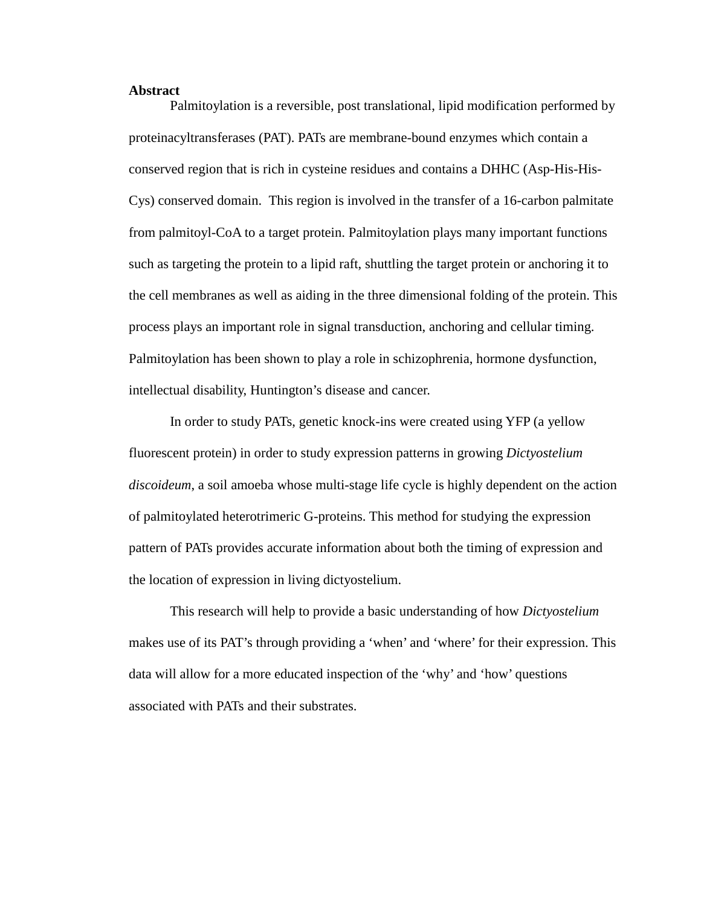**Abstract**

Palmitoylation is a reversible, post translational, lipid modification performed by proteinacyltransferases (PAT). PATs are membrane-bound enzymes which contain a conserved region that is rich in cysteine residues and contains a DHHC (Asp-His-His-Cys) conserved domain.  This region is involved in the transfer of a 16-carbon palmitate from palmitoyl-CoA to a target protein. Palmitoylation plays many important functions such as targeting the protein to a lipid raft, shuttling the target protein or anchoring it to the cell membranes as well as aiding in the three dimensional folding of the protein. This process plays an important role in signal transduction, anchoring and cellular timing. Palmitoylation has been shown to play a role in schizophrenia, hormone dysfunction, intellectual disability, Huntington's disease and cancer.

In order to study PATs, genetic knock-ins were created using YFP (a yellow fluorescent protein) in order to study expression patterns in growing *Dictyostelium discoideum*, a soil amoeba whose multi-stage life cycle is highly dependent on the action of palmitoylated heterotrimeric G-proteins. This method for studying the expression pattern of PATs provides accurate information about both the timing of expression and the location of expression in living dictyostelium.

This research will help to provide a basic understanding of how *Dictyostelium* makes use of its PAT's through providing a 'when' and 'where' for their expression. This data will allow for a more educated inspection of the 'why' and 'how' questions associated with PATs and their substrates.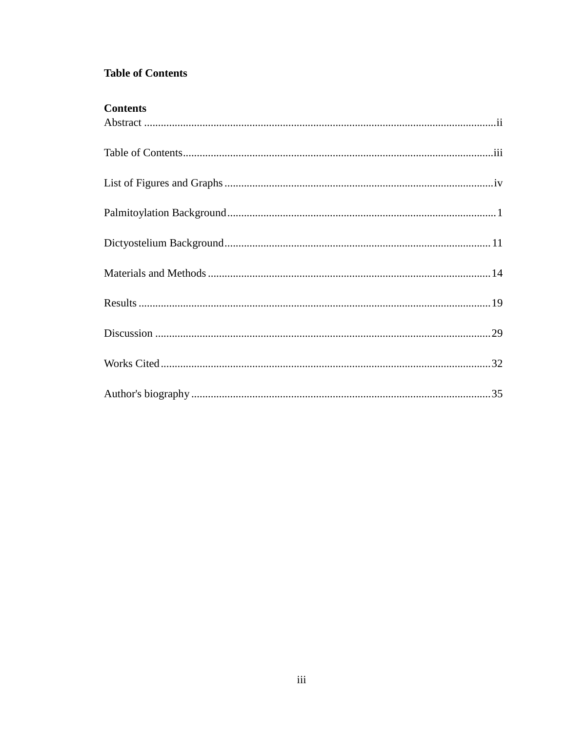## Table of Contents

**Contents**

Abstract .............................................................................................................................ii

Table of Contents...............................................................................................................iii

List of Figures and Graphs ...............................................................................................iv

Palmitoylation Background...............................................................................................1

Dictyostelium Background...............................................................................................11

Materials and Methods .....................................................................................................14

Results ..............................................................................................................................19

Discussion ........................................................................................................................29

Works Cited......................................................................................................................32

Author's biography ...........................................................................................................35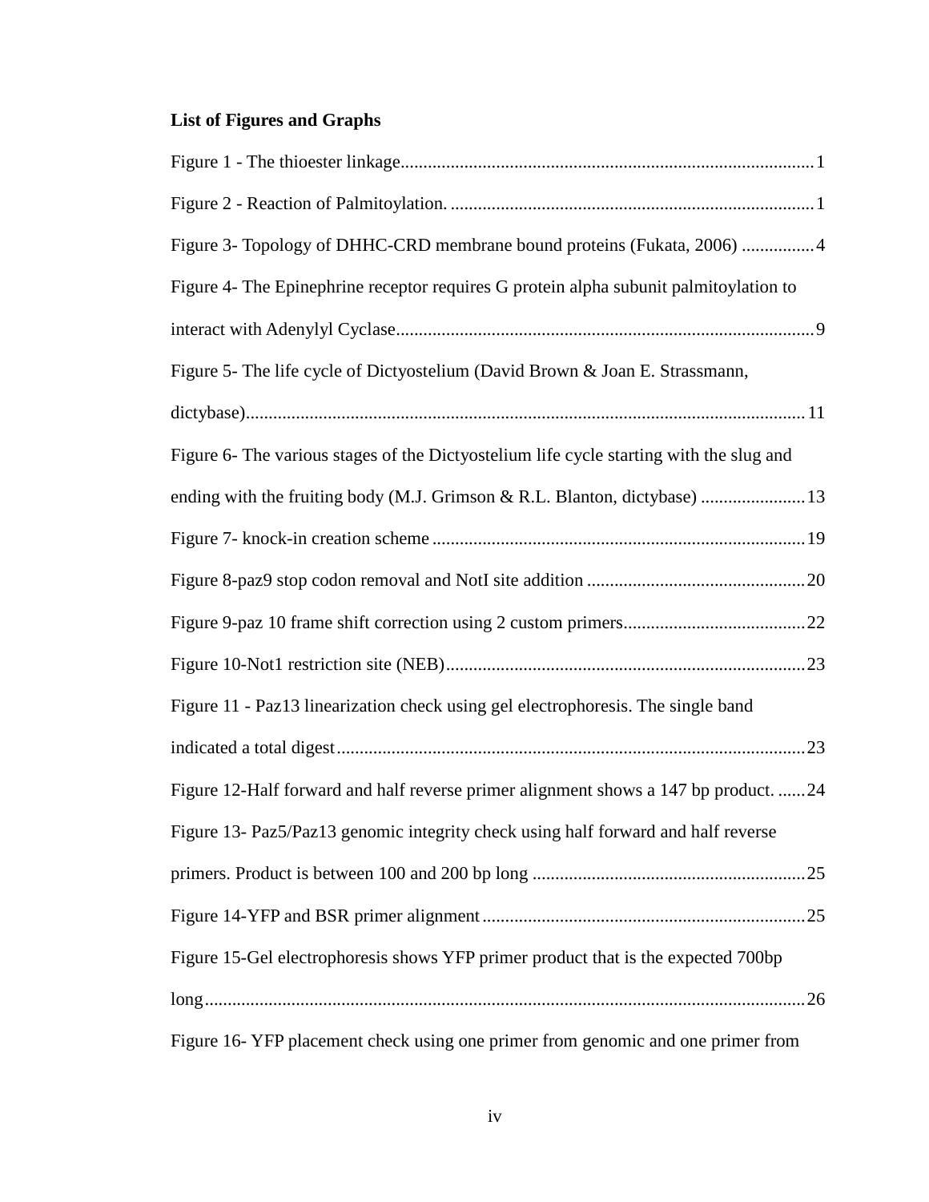**List of Figures and Graphs**

Figure 1 - The thioester linkage........................................................................................1

Figure 2 - Reaction of Palmitoylation. ..............................................................................1

Figure 3- Topology of DHHC-CRD membrane bound proteins (Fukata, 2006) ................4

Figure 4- The Epinephrine receptor requires G protein alpha subunit palmitoylation to interact with Adenylyl Cyclase..........................................................................................9

Figure 5- The life cycle of Dictyostelium (David Brown & Joan E. Strassmann, dictybase)........................................................................................................................11

Figure 6- The various stages of the Dictyostelium life cycle starting with the slug and ending with the fruiting body (M.J. Grimson & R.L. Blanton, dictybase) .......................13

Figure 7- knock-in creation scheme ................................................................................19

Figure 8-paz9 stop codon removal and NotI site addition ...............................................20

Figure 9-paz 10 frame shift correction using 2 custom primers.......................................22

Figure 10-Not1 restriction site (NEB)..............................................................................23

Figure 11 - Paz13 linearization check using gel electrophoresis. The single band indicated a total digest......................................................................................................23

Figure 12-Half forward and half reverse primer alignment shows a 147 bp product. ......24

Figure 13- Paz5/Paz13 genomic integrity check using half forward and half reverse primers. Product is between 100 and 200 bp long ...........................................................25

Figure 14-YFP and BSR primer alignment......................................................................25

Figure 15-Gel electrophoresis shows YFP primer product that is the expected 700bp long..................................................................................................................................26

Figure 16- YFP placement check using one primer from genomic and one primer from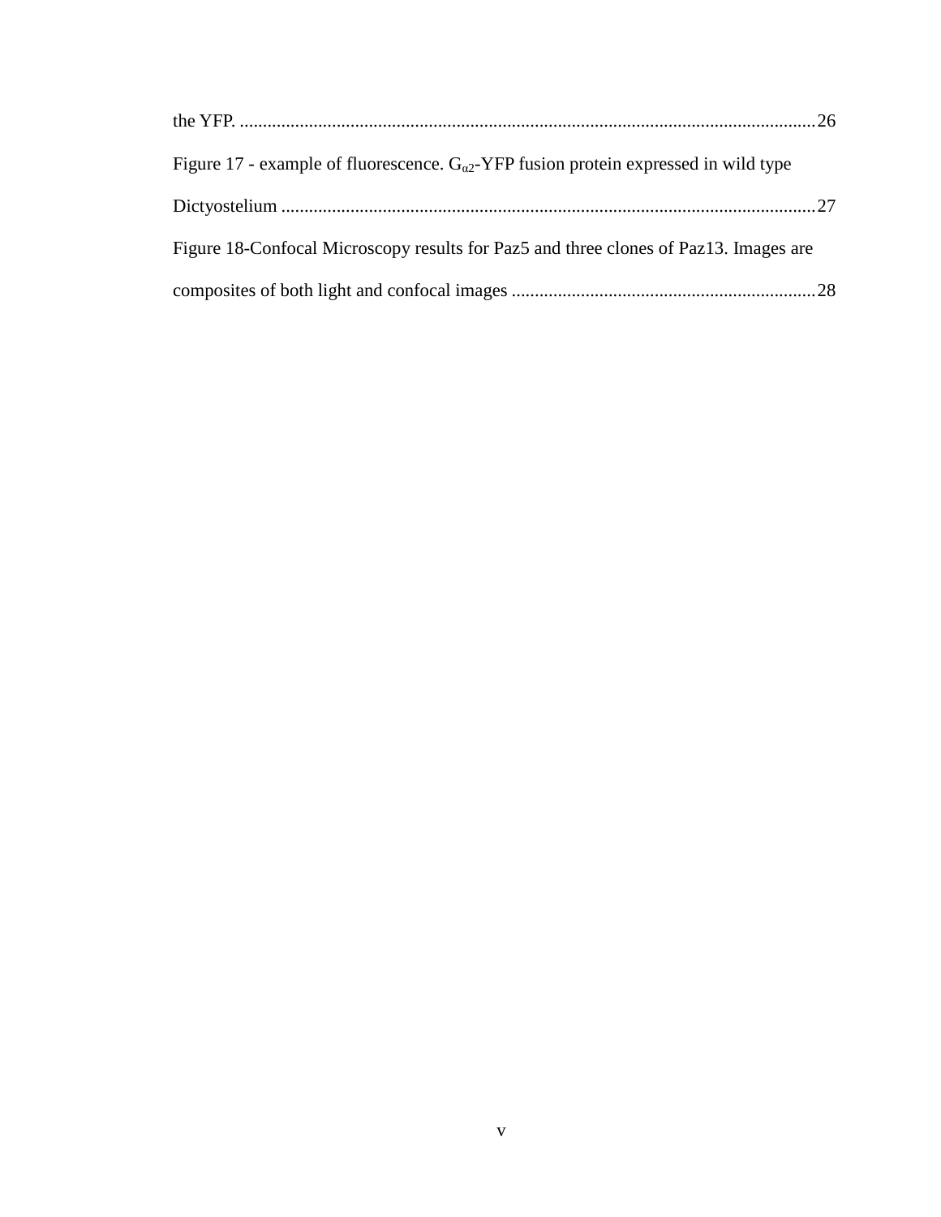the YFP. ............................................................................................................................26

Figure 17 - example of fluorescence. $G_{\alpha 2}$-YFP fusion protein expressed in wild type Dictyostelium ..................................................................................................................27

Figure 18-Confocal Microscopy results for Paz5 and three clones of Paz13. Images are composites of both light and confocal images ..................................................................28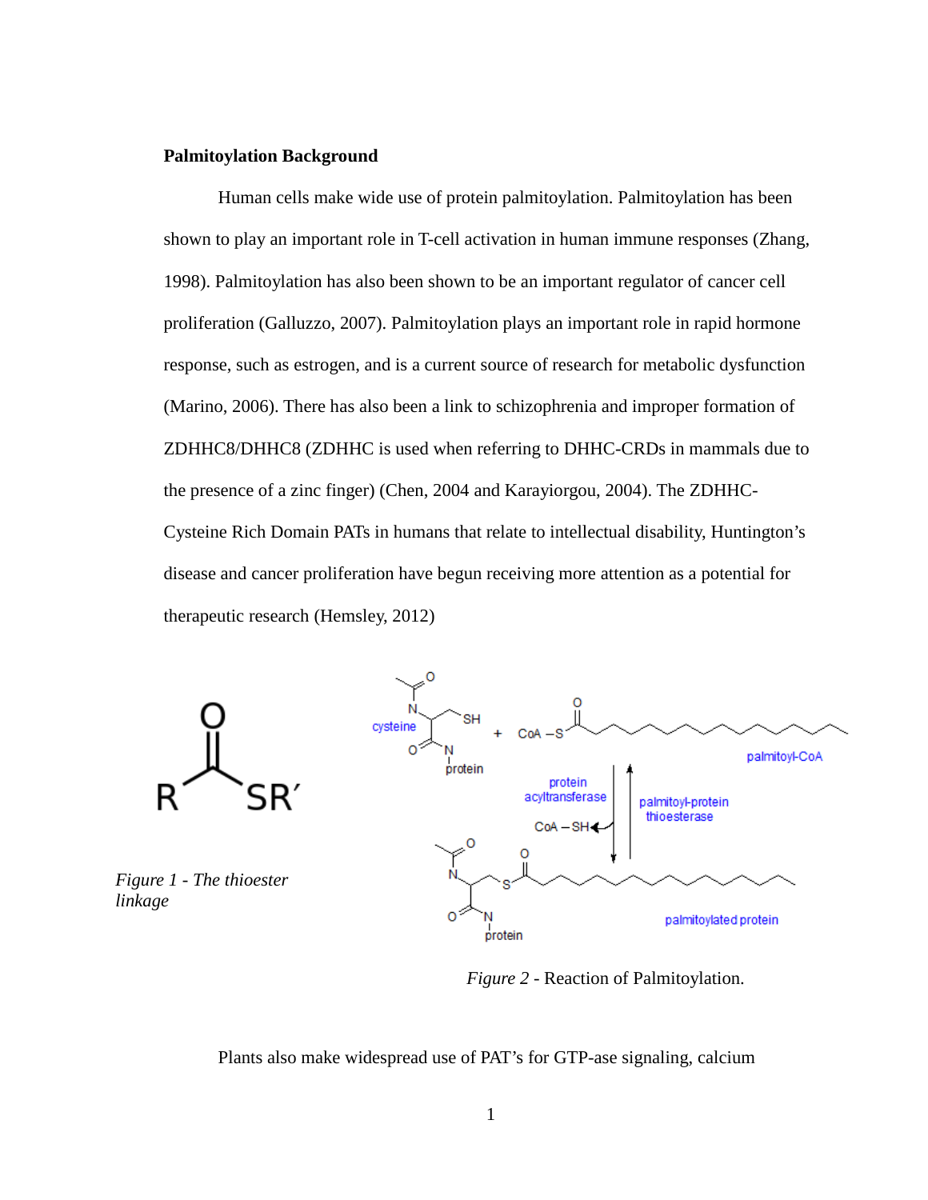**Palmitoylation Background**

Human cells make wide use of protein palmitoylation. Palmitoylation has been shown to play an important role in T-cell activation in human immune responses (Zhang, 1998). Palmitoylation has also been shown to be an important regulator of cancer cell proliferation (Galluzzo, 2007). Palmitoylation plays an important role in rapid hormone response, such as estrogen, and is a current source of research for metabolic dysfunction (Marino, 2006). There has also been a link to schizophrenia and improper formation of ZDHHC8/DHHC8 (ZDHHC is used when referring to DHHC-CRDs in mammals due to the presence of a zinc finger) (Chen, 2004 and Karayiorgou, 2004). The ZDHHC-Cysteine Rich Domain PATs in humans that relate to intellectual disability, Huntington's disease and cancer proliferation have begun receiving more attention as a potential for therapeutic research (Hemsley, 2012)

*Figure 1 - The thioester linkage*

*Figure 2* - Reaction of Palmitoylation.

Plants also make widespread use of PAT's for GTP-ase signaling, calcium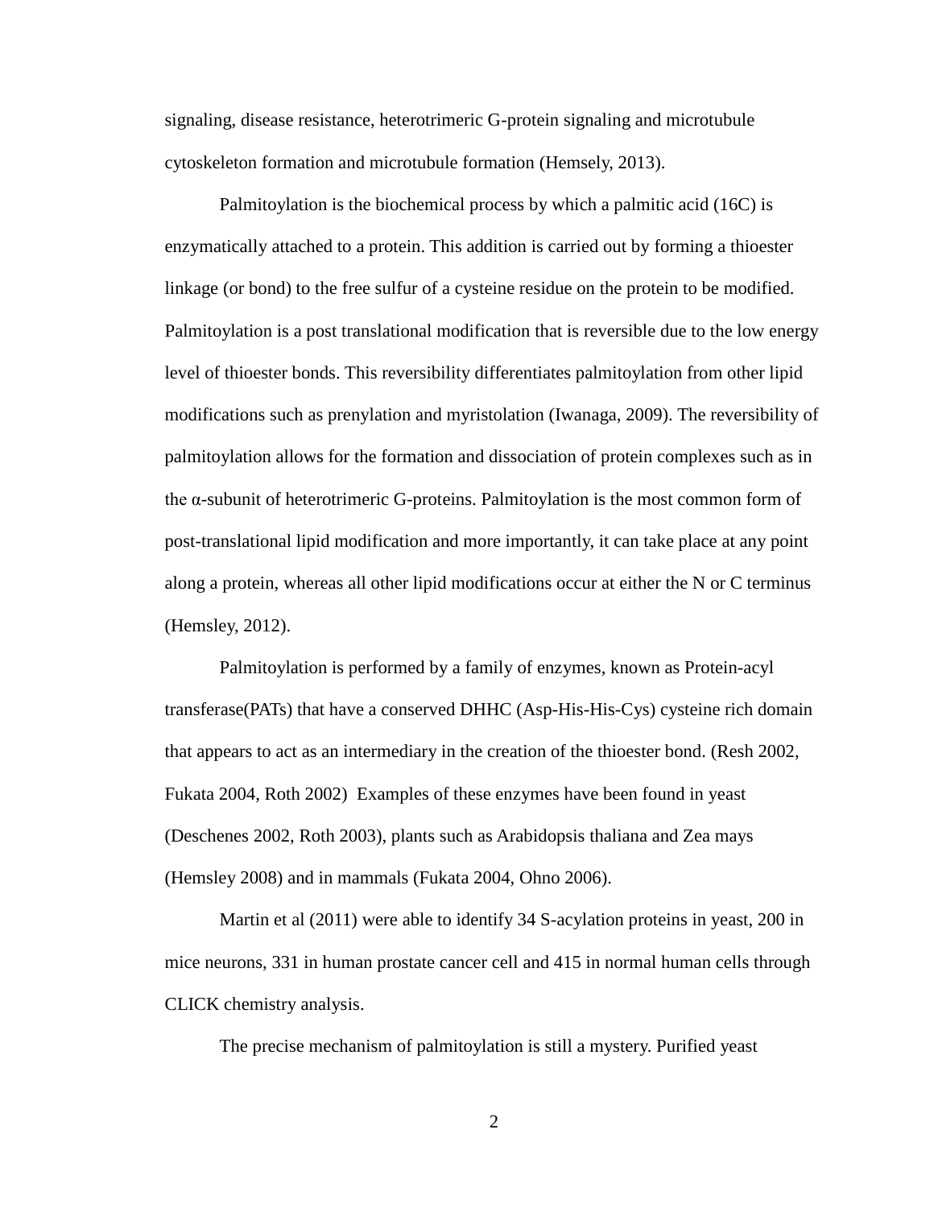signaling, disease resistance, heterotrimeric G-protein signaling and microtubule cytoskeleton formation and microtubule formation (Hemsely, 2013).

Palmitoylation is the biochemical process by which a palmitic acid (16C) is enzymatically attached to a protein. This addition is carried out by forming a thioester linkage (or bond) to the free sulfur of a cysteine residue on the protein to be modified. Palmitoylation is a post translational modification that is reversible due to the low energy level of thioester bonds. This reversibility differentiates palmitoylation from other lipid modifications such as prenylation and myristolation (Iwanaga, 2009). The reversibility of palmitoylation allows for the formation and dissociation of protein complexes such as in the α-subunit of heterotrimeric G-proteins. Palmitoylation is the most common form of post-translational lipid modification and more importantly, it can take place at any point along a protein, whereas all other lipid modifications occur at either the N or C terminus (Hemsley, 2012).

Palmitoylation is performed by a family of enzymes, known as Protein-acyl transferase(PATs) that have a conserved DHHC (Asp-His-His-Cys) cysteine rich domain that appears to act as an intermediary in the creation of the thioester bond. (Resh 2002, Fukata 2004, Roth 2002) Examples of these enzymes have been found in yeast (Deschenes 2002, Roth 2003), plants such as Arabidopsis thaliana and Zea mays (Hemsley 2008) and in mammals (Fukata 2004, Ohno 2006).

Martin et al (2011) were able to identify 34 S-acylation proteins in yeast, 200 in mice neurons, 331 in human prostate cancer cell and 415 in normal human cells through CLICK chemistry analysis.

The precise mechanism of palmitoylation is still a mystery. Purified yeast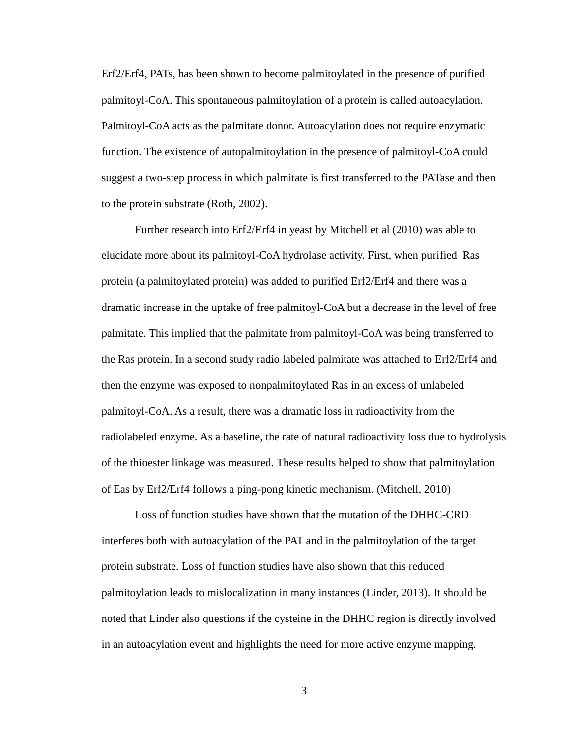Erf2/Erf4, PATs, has been shown to become palmitoylated in the presence of purified palmitoyl-CoA. This spontaneous palmitoylation of a protein is called autoacylation. Palmitoyl-CoA acts as the palmitate donor. Autoacylation does not require enzymatic function. The existence of autopalmitoylation in the presence of palmitoyl-CoA could suggest a two-step process in which palmitate is first transferred to the PATase and then to the protein substrate (Roth, 2002).

Further research into Erf2/Erf4 in yeast by Mitchell et al (2010) was able to elucidate more about its palmitoyl-CoA hydrolase activity. First, when purified Ras protein (a palmitoylated protein) was added to purified Erf2/Erf4 and there was a dramatic increase in the uptake of free palmitoyl-CoA but a decrease in the level of free palmitate. This implied that the palmitate from palmitoyl-CoA was being transferred to the Ras protein. In a second study radio labeled palmitate was attached to Erf2/Erf4 and then the enzyme was exposed to nonpalmitoylated Ras in an excess of unlabeled palmitoyl-CoA. As a result, there was a dramatic loss in radioactivity from the radiolabeled enzyme. As a baseline, the rate of natural radioactivity loss due to hydrolysis of the thioester linkage was measured. These results helped to show that palmitoylation of Eas by Erf2/Erf4 follows a ping-pong kinetic mechanism. (Mitchell, 2010)

Loss of function studies have shown that the mutation of the DHHC-CRD interferes both with autoacylation of the PAT and in the palmitoylation of the target protein substrate. Loss of function studies have also shown that this reduced palmitoylation leads to mislocalization in many instances (Linder, 2013). It should be noted that Linder also questions if the cysteine in the DHHC region is directly involved in an autoacylation event and highlights the need for more active enzyme mapping.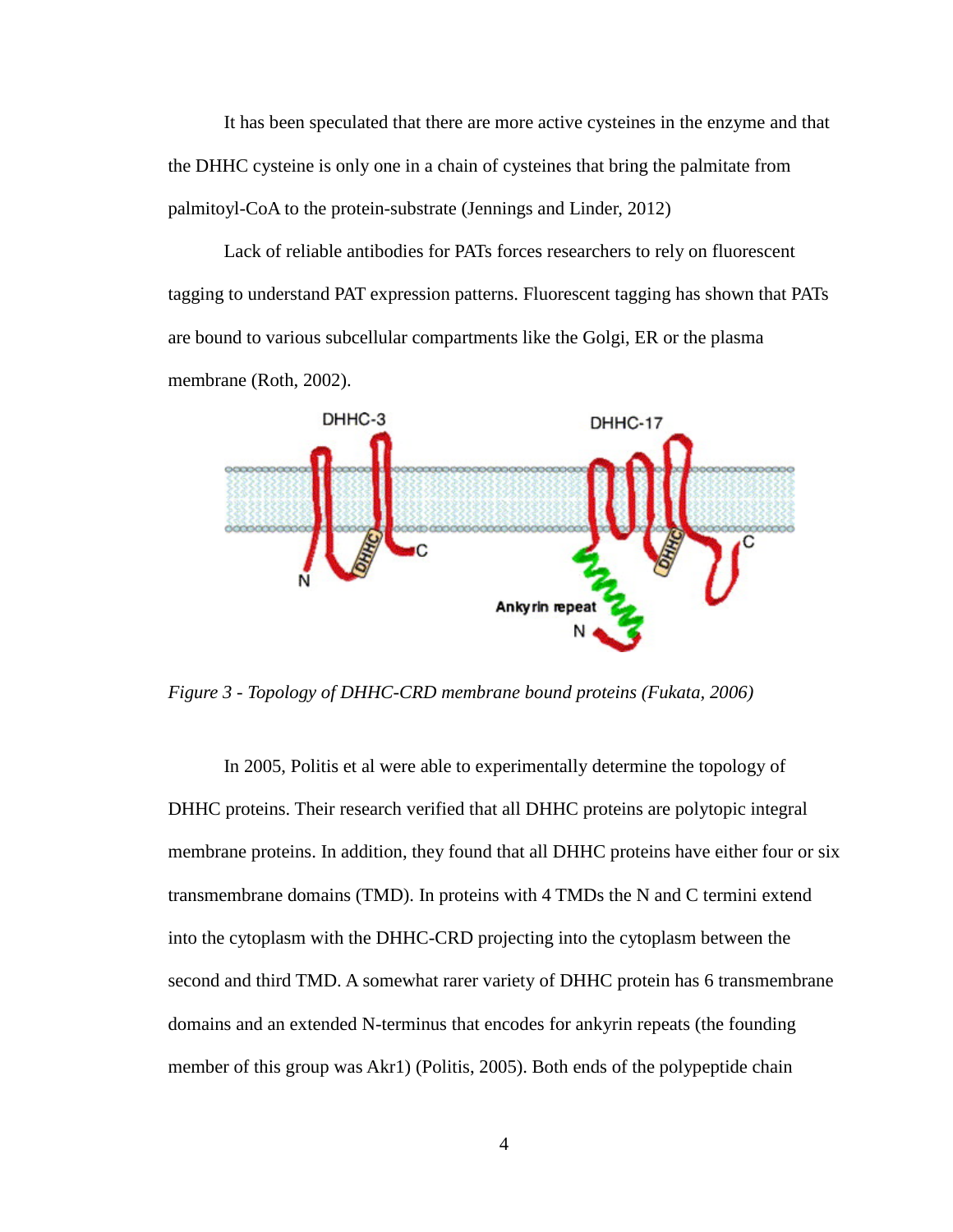It has been speculated that there are more active cysteines in the enzyme and that the DHHC cysteine is only one in a chain of cysteines that bring the palmitate from palmitoyl-CoA to the protein-substrate (Jennings and Linder, 2012)

Lack of reliable antibodies for PATs forces researchers to rely on fluorescent tagging to understand PAT expression patterns. Fluorescent tagging has shown that PATs are bound to various subcellular compartments like the Golgi, ER or the plasma membrane (Roth, 2002).

*Figure 3 - Topology of DHHC-CRD membrane bound proteins (Fukata, 2006)*

In 2005, Politis et al were able to experimentally determine the topology of DHHC proteins. Their research verified that all DHHC proteins are polytopic integral membrane proteins. In addition, they found that all DHHC proteins have either four or six transmembrane domains (TMD). In proteins with 4 TMDs the N and C termini extend into the cytoplasm with the DHHC-CRD projecting into the cytoplasm between the second and third TMD. A somewhat rarer variety of DHHC protein has 6 transmembrane domains and an extended N-terminus that encodes for ankyrin repeats (the founding member of this group was Akr1) (Politis, 2005). Both ends of the polypeptide chain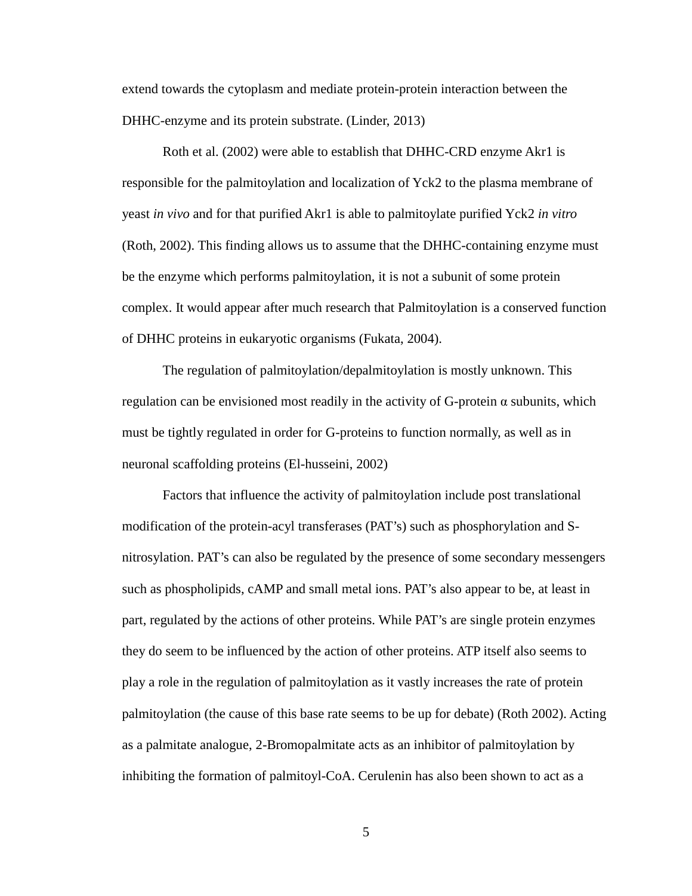extend towards the cytoplasm and mediate protein-protein interaction between the DHHC-enzyme and its protein substrate. (Linder, 2013)

Roth et al. (2002) were able to establish that DHHC-CRD enzyme Akr1 is responsible for the palmitoylation and localization of Yck2 to the plasma membrane of yeast *in vivo* and for that purified Akr1 is able to palmitoylate purified Yck2 *in vitro* (Roth, 2002). This finding allows us to assume that the DHHC-containing enzyme must be the enzyme which performs palmitoylation, it is not a subunit of some protein complex. It would appear after much research that Palmitoylation is a conserved function of DHHC proteins in eukaryotic organisms (Fukata, 2004).

The regulation of palmitoylation/depalmitoylation is mostly unknown. This regulation can be envisioned most readily in the activity of G-protein α subunits, which must be tightly regulated in order for G-proteins to function normally, as well as in neuronal scaffolding proteins (El-husseini, 2002)

Factors that influence the activity of palmitoylation include post translational modification of the protein-acyl transferases (PAT's) such as phosphorylation and S-nitrosylation. PAT's can also be regulated by the presence of some secondary messengers such as phospholipids, cAMP and small metal ions. PAT's also appear to be, at least in part, regulated by the actions of other proteins. While PAT's are single protein enzymes they do seem to be influenced by the action of other proteins. ATP itself also seems to play a role in the regulation of palmitoylation as it vastly increases the rate of protein palmitoylation (the cause of this base rate seems to be up for debate) (Roth 2002). Acting as a palmitate analogue, 2-Bromopalmitate acts as an inhibitor of palmitoylation by inhibiting the formation of palmitoyl-CoA. Cerulenin has also been shown to act as a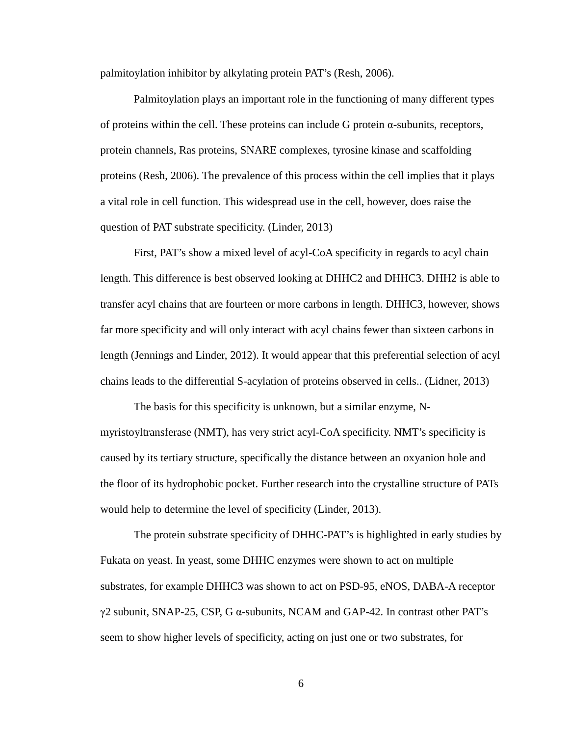palmitoylation inhibitor by alkylating protein PAT's (Resh, 2006).

Palmitoylation plays an important role in the functioning of many different types of proteins within the cell. These proteins can include G protein α-subunits, receptors, protein channels, Ras proteins, SNARE complexes, tyrosine kinase and scaffolding proteins (Resh, 2006). The prevalence of this process within the cell implies that it plays a vital role in cell function. This widespread use in the cell, however, does raise the question of PAT substrate specificity. (Linder, 2013)

First, PAT's show a mixed level of acyl-CoA specificity in regards to acyl chain length. This difference is best observed looking at DHHC2 and DHHC3. DHH2 is able to transfer acyl chains that are fourteen or more carbons in length. DHHC3, however, shows far more specificity and will only interact with acyl chains fewer than sixteen carbons in length (Jennings and Linder, 2012). It would appear that this preferential selection of acyl chains leads to the differential S-acylation of proteins observed in cells.. (Lidner, 2013)

The basis for this specificity is unknown, but a similar enzyme, N-myristoyltransferase (NMT), has very strict acyl-CoA specificity. NMT's specificity is caused by its tertiary structure, specifically the distance between an oxyanion hole and the floor of its hydrophobic pocket. Further research into the crystalline structure of PATs would help to determine the level of specificity (Linder, 2013).

The protein substrate specificity of DHHC-PAT's is highlighted in early studies by Fukata on yeast. In yeast, some DHHC enzymes were shown to act on multiple substrates, for example DHHC3 was shown to act on PSD-95, eNOS, DABA-A receptor γ2 subunit, SNAP-25, CSP, G α-subunits, NCAM and GAP-42. In contrast other PAT's seem to show higher levels of specificity, acting on just one or two substrates, for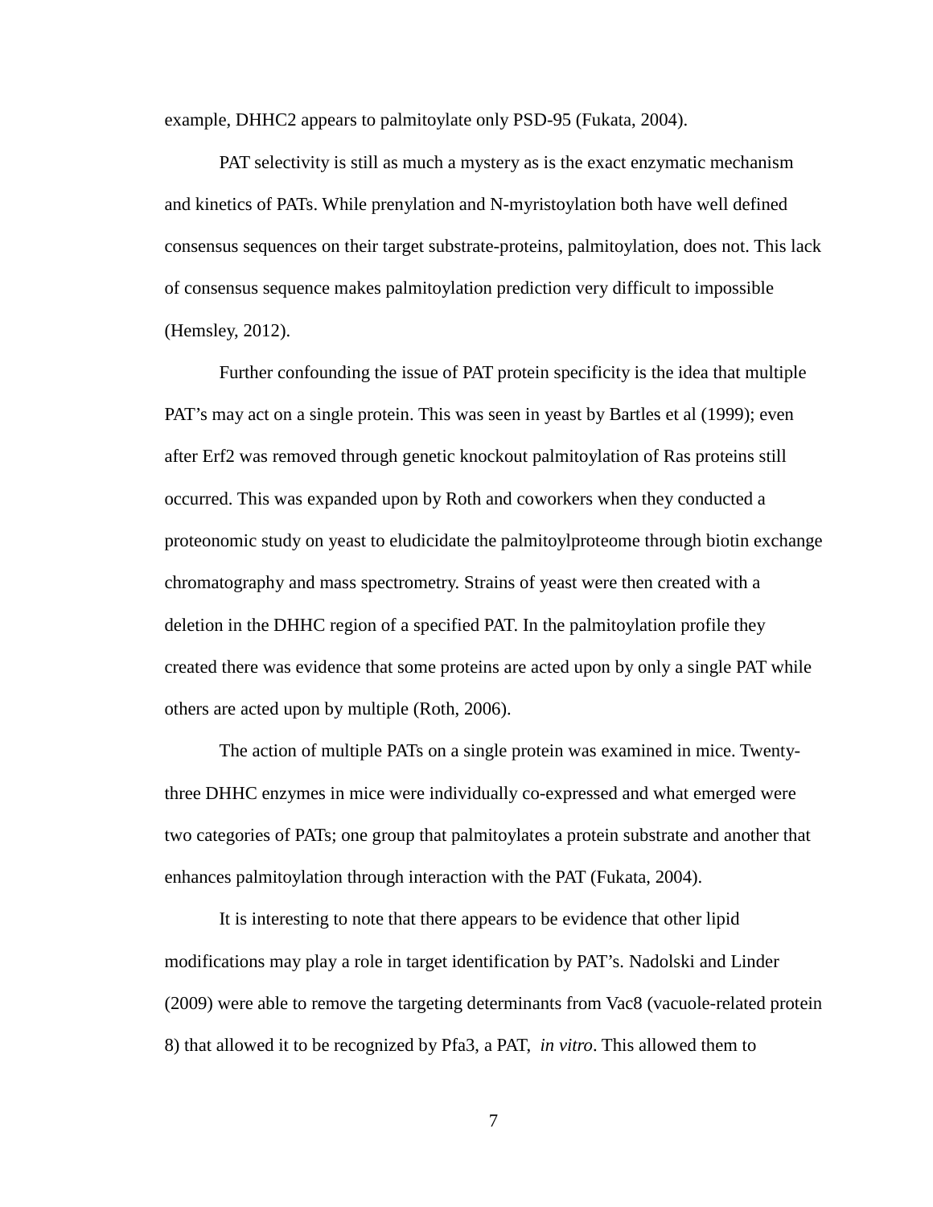example, DHHC2 appears to palmitoylate only PSD-95 (Fukata, 2004).

PAT selectivity is still as much a mystery as is the exact enzymatic mechanism and kinetics of PATs. While prenylation and N-myristoylation both have well defined consensus sequences on their target substrate-proteins, palmitoylation, does not. This lack of consensus sequence makes palmitoylation prediction very difficult to impossible (Hemsley, 2012).

Further confounding the issue of PAT protein specificity is the idea that multiple PAT's may act on a single protein. This was seen in yeast by Bartles et al (1999); even after Erf2 was removed through genetic knockout palmitoylation of Ras proteins still occurred. This was expanded upon by Roth and coworkers when they conducted a proteonomic study on yeast to eludicidate the palmitoylproteome through biotin exchange chromatography and mass spectrometry. Strains of yeast were then created with a deletion in the DHHC region of a specified PAT. In the palmitoylation profile they created there was evidence that some proteins are acted upon by only a single PAT while others are acted upon by multiple (Roth, 2006).

The action of multiple PATs on a single protein was examined in mice. Twenty-three DHHC enzymes in mice were individually co-expressed and what emerged were two categories of PATs; one group that palmitoylates a protein substrate and another that enhances palmitoylation through interaction with the PAT (Fukata, 2004).

It is interesting to note that there appears to be evidence that other lipid modifications may play a role in target identification by PAT's. Nadolski and Linder (2009) were able to remove the targeting determinants from Vac8 (vacuole-related protein 8) that allowed it to be recognized by Pfa3, a PAT, *in vitro*. This allowed them to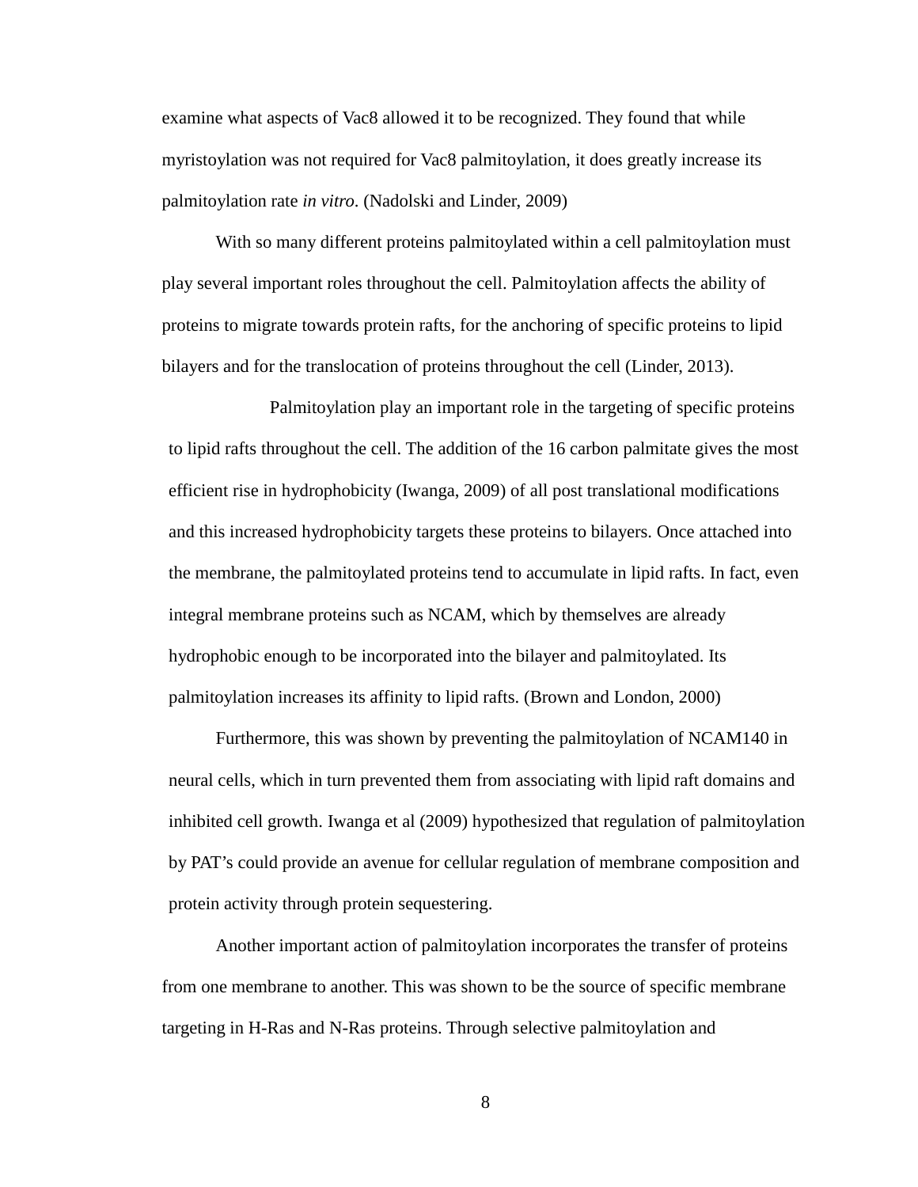examine what aspects of Vac8 allowed it to be recognized. They found that while myristoylation was not required for Vac8 palmitoylation, it does greatly increase its palmitoylation rate *in vitro*. (Nadolski and Linder, 2009)

With so many different proteins palmitoylated within a cell palmitoylation must play several important roles throughout the cell. Palmitoylation affects the ability of proteins to migrate towards protein rafts, for the anchoring of specific proteins to lipid bilayers and for the translocation of proteins throughout the cell (Linder, 2013).

Palmitoylation play an important role in the targeting of specific proteins to lipid rafts throughout the cell. The addition of the 16 carbon palmitate gives the most efficient rise in hydrophobicity (Iwanga, 2009) of all post translational modifications and this increased hydrophobicity targets these proteins to bilayers. Once attached into the membrane, the palmitoylated proteins tend to accumulate in lipid rafts. In fact, even integral membrane proteins such as NCAM, which by themselves are already hydrophobic enough to be incorporated into the bilayer and palmitoylated. Its palmitoylation increases its affinity to lipid rafts. (Brown and London, 2000)

Furthermore, this was shown by preventing the palmitoylation of NCAM140 in neural cells, which in turn prevented them from associating with lipid raft domains and inhibited cell growth. Iwanga et al (2009) hypothesized that regulation of palmitoylation by PAT's could provide an avenue for cellular regulation of membrane composition and protein activity through protein sequestering.

Another important action of palmitoylation incorporates the transfer of proteins from one membrane to another. This was shown to be the source of specific membrane targeting in H-Ras and N-Ras proteins. Through selective palmitoylation and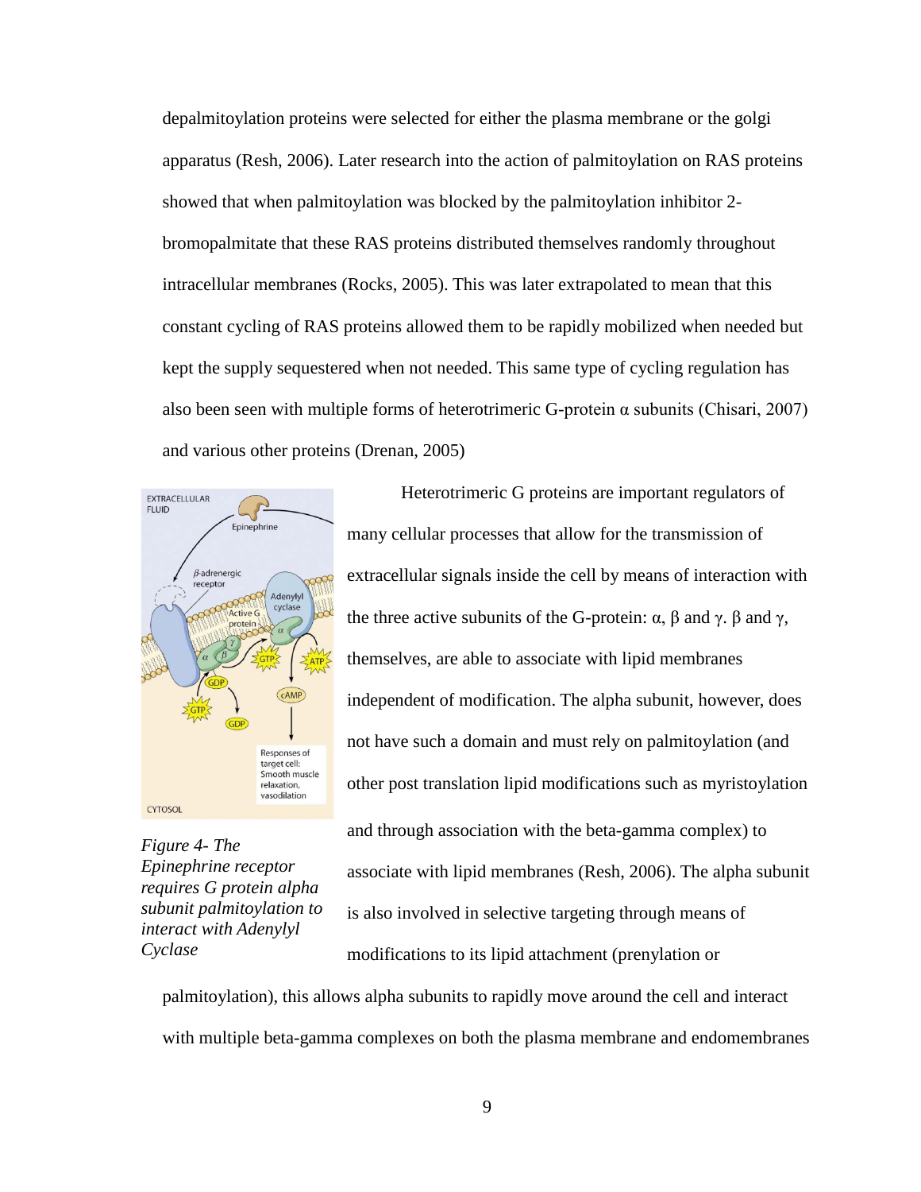depalmitoylation proteins were selected for either the plasma membrane or the golgi apparatus (Resh, 2006). Later research into the action of palmitoylation on RAS proteins showed that when palmitoylation was blocked by the palmitoylation inhibitor 2-bromopalmitate that these RAS proteins distributed themselves randomly throughout intracellular membranes (Rocks, 2005). This was later extrapolated to mean that this constant cycling of RAS proteins allowed them to be rapidly mobilized when needed but kept the supply sequestered when not needed. This same type of cycling regulation has also been seen with multiple forms of heterotrimeric G-protein α subunits (Chisari, 2007) and various other proteins (Drenan, 2005)

*Figure 4- The Epinephrine receptor requires G protein alpha subunit palmitoylation to interact with Adenylyl Cyclase*

Heterotrimeric G proteins are important regulators of many cellular processes that allow for the transmission of extracellular signals inside the cell by means of interaction with the three active subunits of the G-protein: α, β and γ. β and γ, themselves, are able to associate with lipid membranes independent of modification. The alpha subunit, however, does not have such a domain and must rely on palmitoylation (and other post translation lipid modifications such as myristoylation and through association with the beta-gamma complex) to associate with lipid membranes (Resh, 2006). The alpha subunit is also involved in selective targeting through means of modifications to its lipid attachment (prenylation or palmitoylation), this allows alpha subunits to rapidly move around the cell and interact with multiple beta-gamma complexes on both the plasma membrane and endomembranes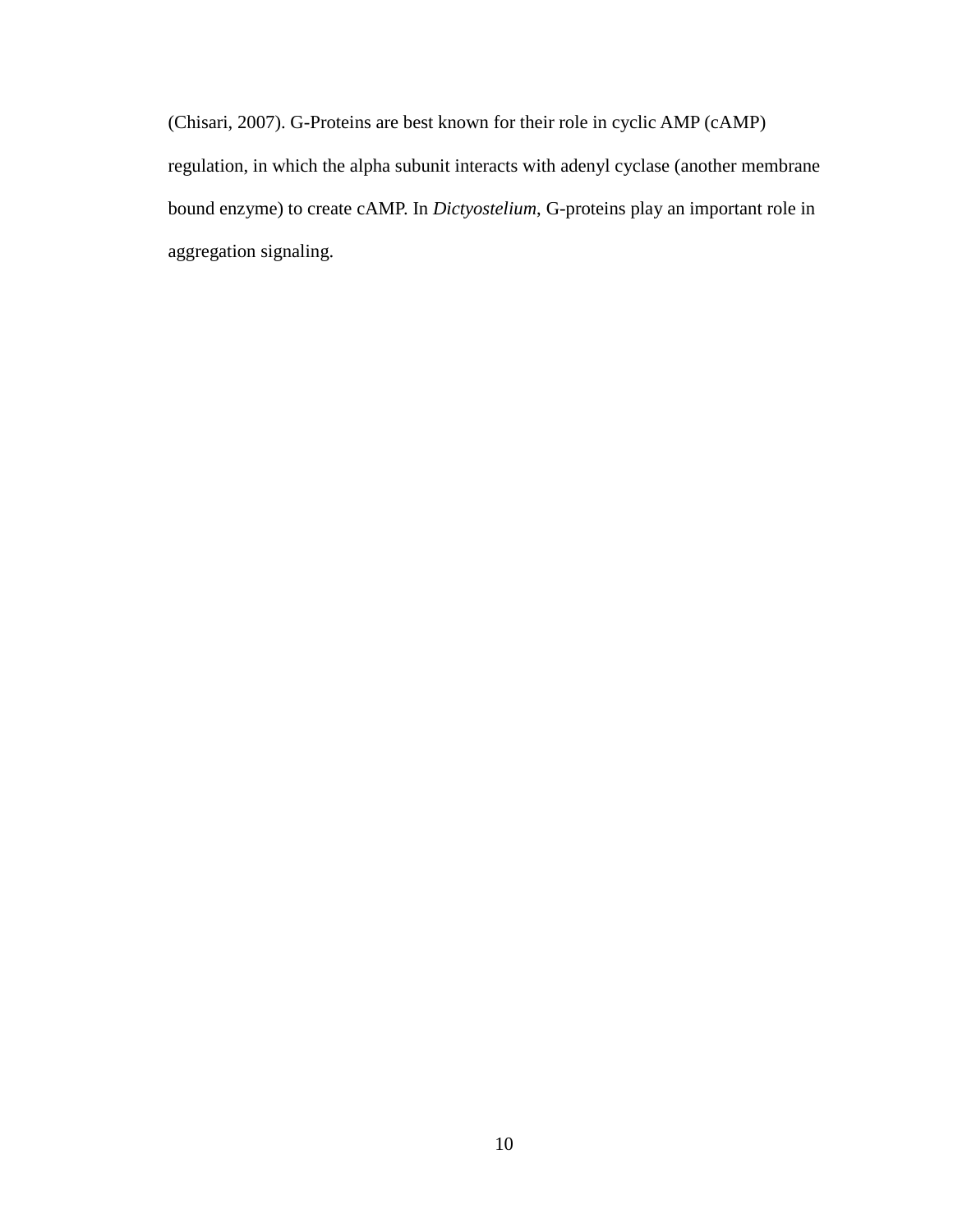(Chisari, 2007). G-Proteins are best known for their role in cyclic AMP (cAMP) regulation, in which the alpha subunit interacts with adenyl cyclase (another membrane bound enzyme) to create cAMP. In *Dictyostelium*, G-proteins play an important role in aggregation signaling.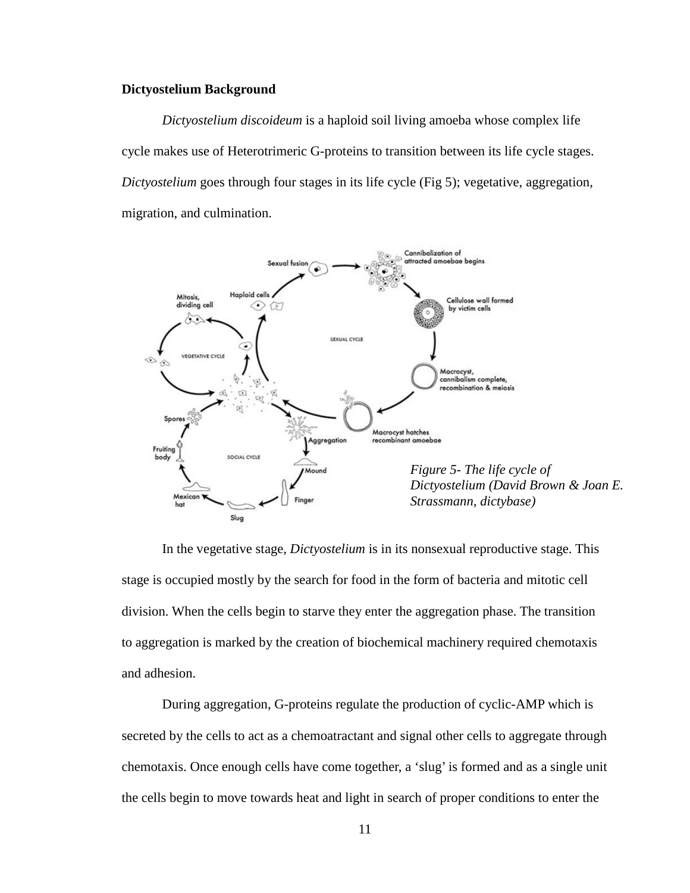**Dictyostelium Background**

*Dictyostelium discoideum* is a haploid soil living amoeba whose complex life cycle makes use of Heterotrimeric G-proteins to transition between its life cycle stages. *Dictyostelium* goes through four stages in its life cycle (Fig 5); vegetative, aggregation, migration, and culmination.

*Figure 5- The life cycle of Dictyostelium (David Brown & Joan E. Strassmann, dictybase)*

In the vegetative stage, *Dictyostelium* is in its nonsexual reproductive stage. This stage is occupied mostly by the search for food in the form of bacteria and mitotic cell division. When the cells begin to starve they enter the aggregation phase. The transition to aggregation is marked by the creation of biochemical machinery required chemotaxis and adhesion.

During aggregation, G-proteins regulate the production of cyclic-AMP which is secreted by the cells to act as a chemoatractant and signal other cells to aggregate through chemotaxis. Once enough cells have come together, a 'slug' is formed and as a single unit the cells begin to move towards heat and light in search of proper conditions to enter the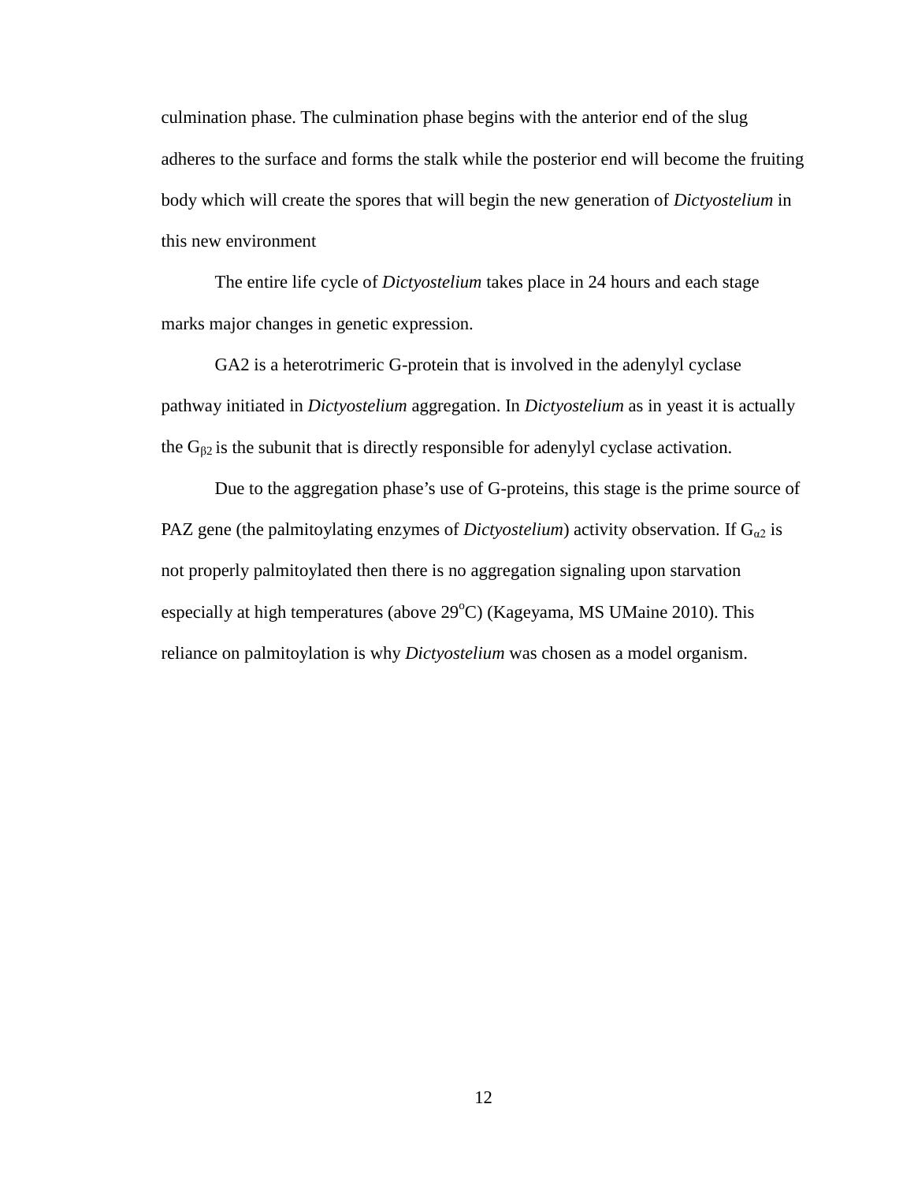culmination phase. The culmination phase begins with the anterior end of the slug adheres to the surface and forms the stalk while the posterior end will become the fruiting body which will create the spores that will begin the new generation of *Dictyostelium* in this new environment

The entire life cycle of *Dictyostelium* takes place in 24 hours and each stage marks major changes in genetic expression.

GA2 is a heterotrimeric G-protein that is involved in the adenylyl cyclase pathway initiated in *Dictyostelium* aggregation. In *Dictyostelium* as in yeast it is actually the $G_{\beta 2}$ is the subunit that is directly responsible for adenylyl cyclase activation.

Due to the aggregation phase's use of G-proteins, this stage is the prime source of PAZ gene (the palmitoylating enzymes of *Dictyostelium*) activity observation. If $G_{\alpha 2}$ is not properly palmitoylated then there is no aggregation signaling upon starvation especially at high temperatures (above $29^{o}$C) (Kageyama, MS UMaine 2010). This reliance on palmitoylation is why *Dictyostelium* was chosen as a model organism.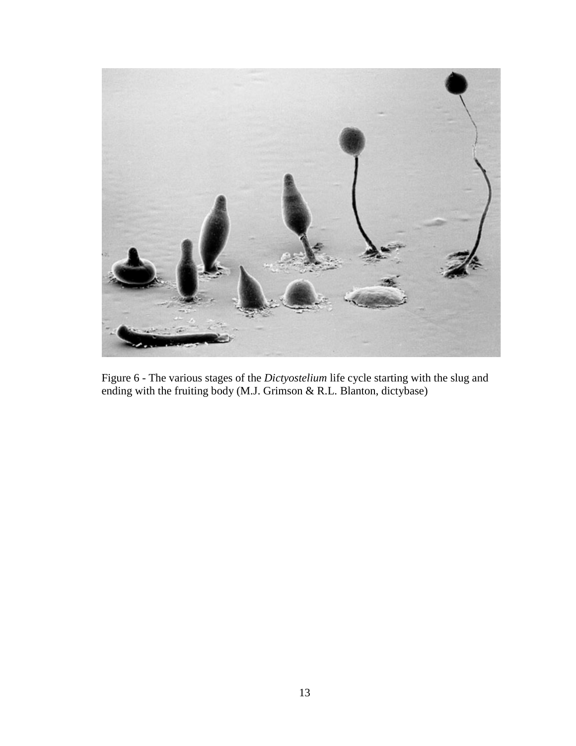Figure 6 - The various stages of the *Dictyostelium* life cycle starting with the slug and ending with the fruiting body (M.J. Grimson & R.L. Blanton, dictybase)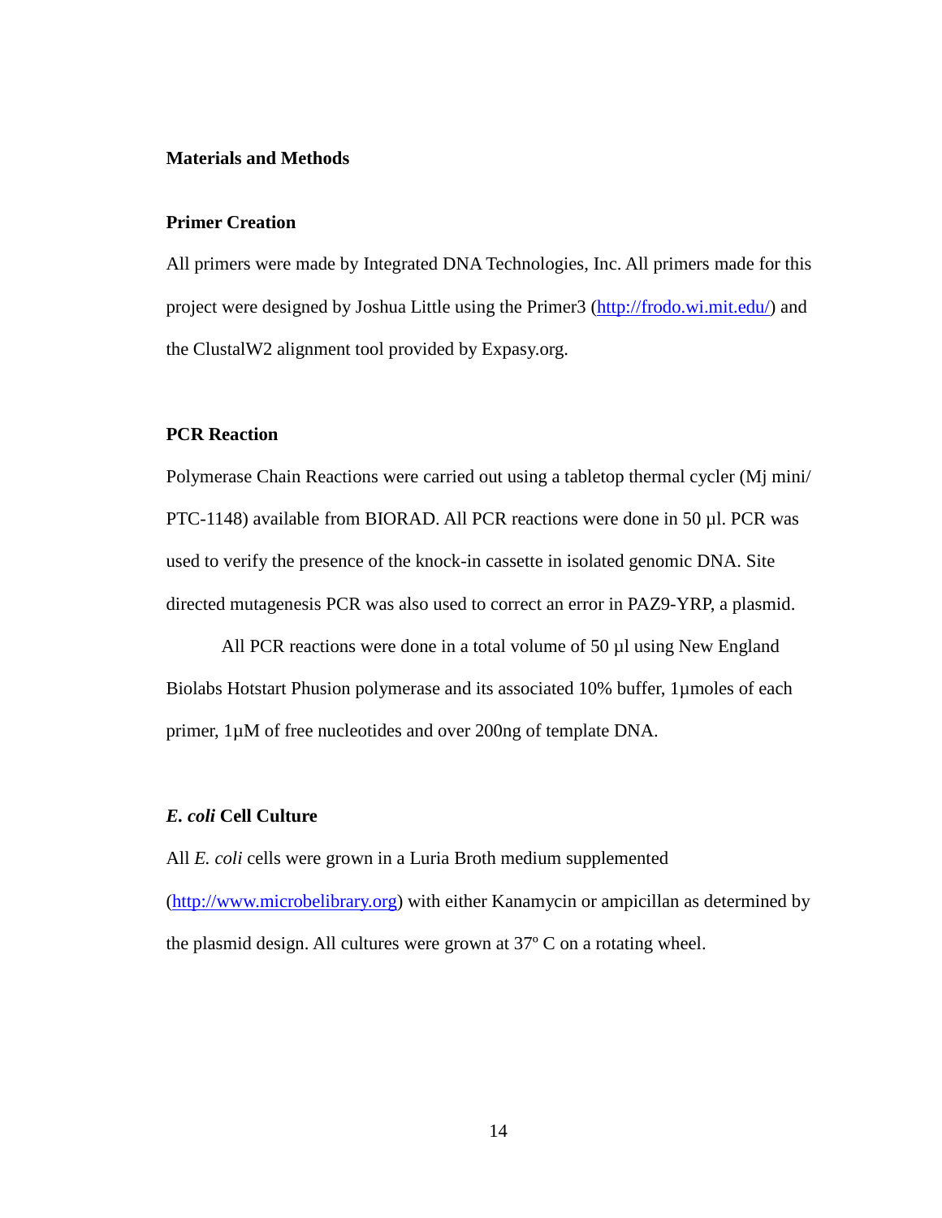## Materials and Methods

### Primer Creation

All primers were made by Integrated DNA Technologies, Inc. All primers made for this project were designed by Joshua Little using the Primer3 (http://frodo.wi.mit.edu/) and the ClustalW2 alignment tool provided by Expasy.org.

### PCR Reaction

Polymerase Chain Reactions were carried out using a tabletop thermal cycler (Mj mini/ PTC-1148) available from BIORAD. All PCR reactions were done in 50 µl. PCR was used to verify the presence of the knock-in cassette in isolated genomic DNA. Site directed mutagenesis PCR was also used to correct an error in PAZ9-YRP, a plasmid.

All PCR reactions were done in a total volume of 50 µl using New England Biolabs Hotstart Phusion polymerase and its associated 10% buffer, 1µmoles of each primer, 1µM of free nucleotides and over 200ng of template DNA.

### *E. coli* Cell Culture

All *E. coli* cells were grown in a Luria Broth medium supplemented (http://www.microbelibrary.org) with either Kanamycin or ampicillan as determined by the plasmid design. All cultures were grown at 37º C on a rotating wheel.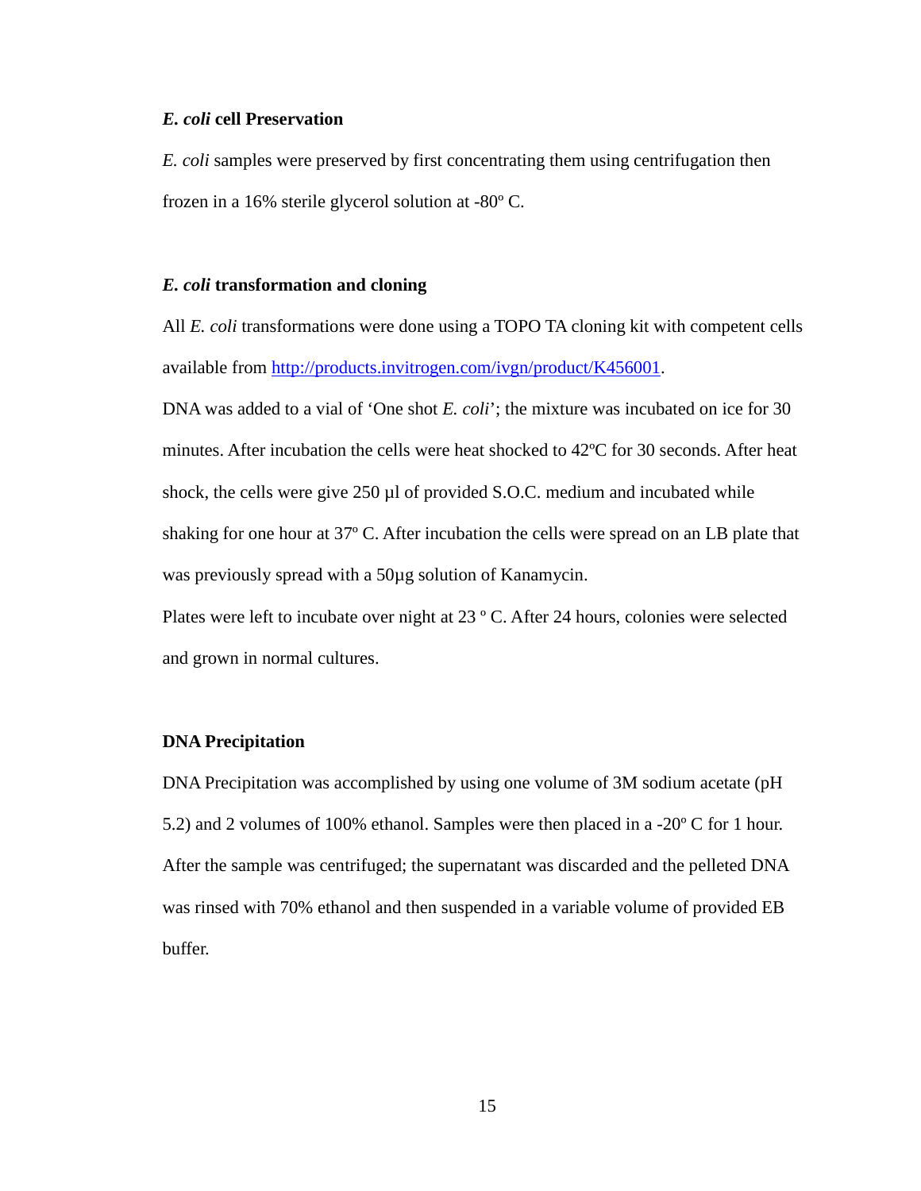### ***E. coli*** **cell Preservation**

*E. coli* samples were preserved by first concentrating them using centrifugation then frozen in a 16% sterile glycerol solution at -80º C.

### ***E. coli*** **transformation and cloning**

All *E. coli* transformations were done using a TOPO TA cloning kit with competent cells available from [http://products.invitrogen.com/ivgn/product/K456001](http://products.invitrogen.com/ivgn/product/K456001).

DNA was added to a vial of 'One shot *E. coli*'; the mixture was incubated on ice for 30 minutes. After incubation the cells were heat shocked to 42ºC for 30 seconds. After heat shock, the cells were give 250 µl of provided S.O.C. medium and incubated while shaking for one hour at 37º C. After incubation the cells were spread on an LB plate that was previously spread with a 50µg solution of Kanamycin.

Plates were left to incubate over night at 23 º C. After 24 hours, colonies were selected and grown in normal cultures.

### **DNA Precipitation**

DNA Precipitation was accomplished by using one volume of 3M sodium acetate (pH 5.2) and 2 volumes of 100% ethanol. Samples were then placed in a -20º C for 1 hour. After the sample was centrifuged; the supernatant was discarded and the pelleted DNA was rinsed with 70% ethanol and then suspended in a variable volume of provided EB buffer.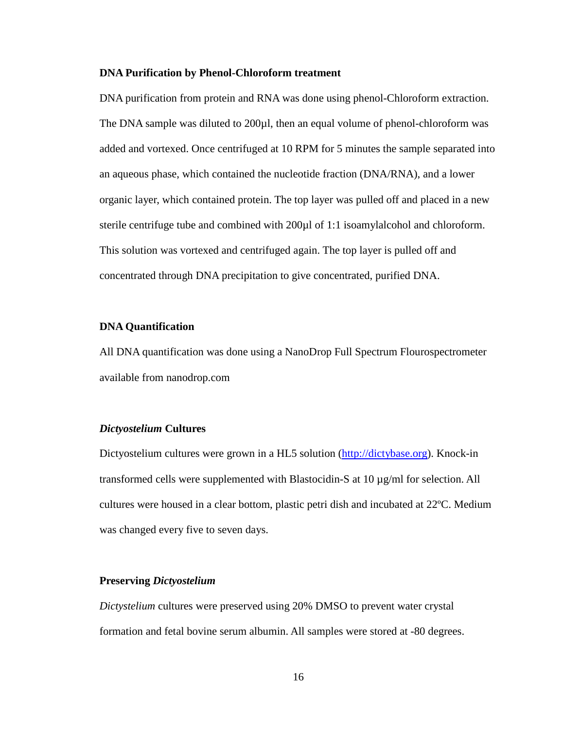**DNA Purification by Phenol-Chloroform treatment**

DNA purification from protein and RNA was done using phenol-Chloroform extraction. The DNA sample was diluted to 200µl, then an equal volume of phenol-chloroform was added and vortexed. Once centrifuged at 10 RPM for 5 minutes the sample separated into an aqueous phase, which contained the nucleotide fraction (DNA/RNA), and a lower organic layer, which contained protein. The top layer was pulled off and placed in a new sterile centrifuge tube and combined with 200µl of 1:1 isoamylalcohol and chloroform. This solution was vortexed and centrifuged again. The top layer is pulled off and concentrated through DNA precipitation to give concentrated, purified DNA.

**DNA Quantification**

All DNA quantification was done using a NanoDrop Full Spectrum Flourospectrometer available from nanodrop.com

***Dictyostelium* Cultures**

Dictyostelium cultures were grown in a HL5 solution (http://dictybase.org). Knock-in transformed cells were supplemented with Blastocidin-S at 10 µg/ml for selection. All cultures were housed in a clear bottom, plastic petri dish and incubated at 22ºC. Medium was changed every five to seven days.

**Preserving *Dictyostelium***

*Dictystelium* cultures were preserved using 20% DMSO to prevent water crystal formation and fetal bovine serum albumin. All samples were stored at -80 degrees.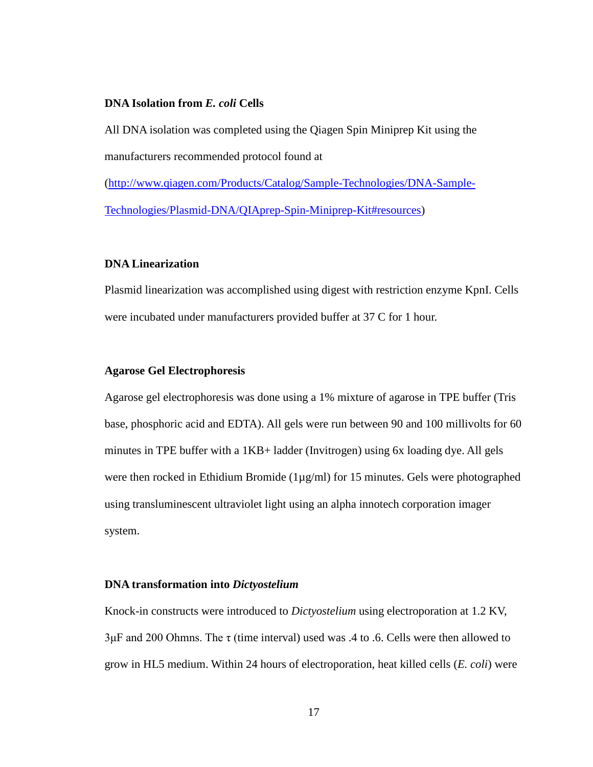### DNA Isolation from *E. coli* Cells

All DNA isolation was completed using the Qiagen Spin Miniprep Kit using the manufacturers recommended protocol found at (http://www.qiagen.com/Products/Catalog/Sample-Technologies/DNA-Sample-Technologies/Plasmid-DNA/QIAprep-Spin-Miniprep-Kit#resources)

### DNA Linearization

Plasmid linearization was accomplished using digest with restriction enzyme KpnI. Cells were incubated under manufacturers provided buffer at 37 C for 1 hour.

### Agarose Gel Electrophoresis

Agarose gel electrophoresis was done using a 1% mixture of agarose in TPE buffer (Tris base, phosphoric acid and EDTA). All gels were run between 90 and 100 millivolts for 60 minutes in TPE buffer with a 1KB+ ladder (Invitrogen) using 6x loading dye. All gels were then rocked in Ethidium Bromide (1µg/ml) for 15 minutes. Gels were photographed using transluminescent ultraviolet light using an alpha innotech corporation imager system.

### DNA transformation into *Dictyostelium*

Knock-in constructs were introduced to *Dictyostelium* using electroporation at 1.2 KV, 3µF and 200 Ohmns. The τ (time interval) used was .4 to .6. Cells were then allowed to grow in HL5 medium. Within 24 hours of electroporation, heat killed cells (*E. coli*) were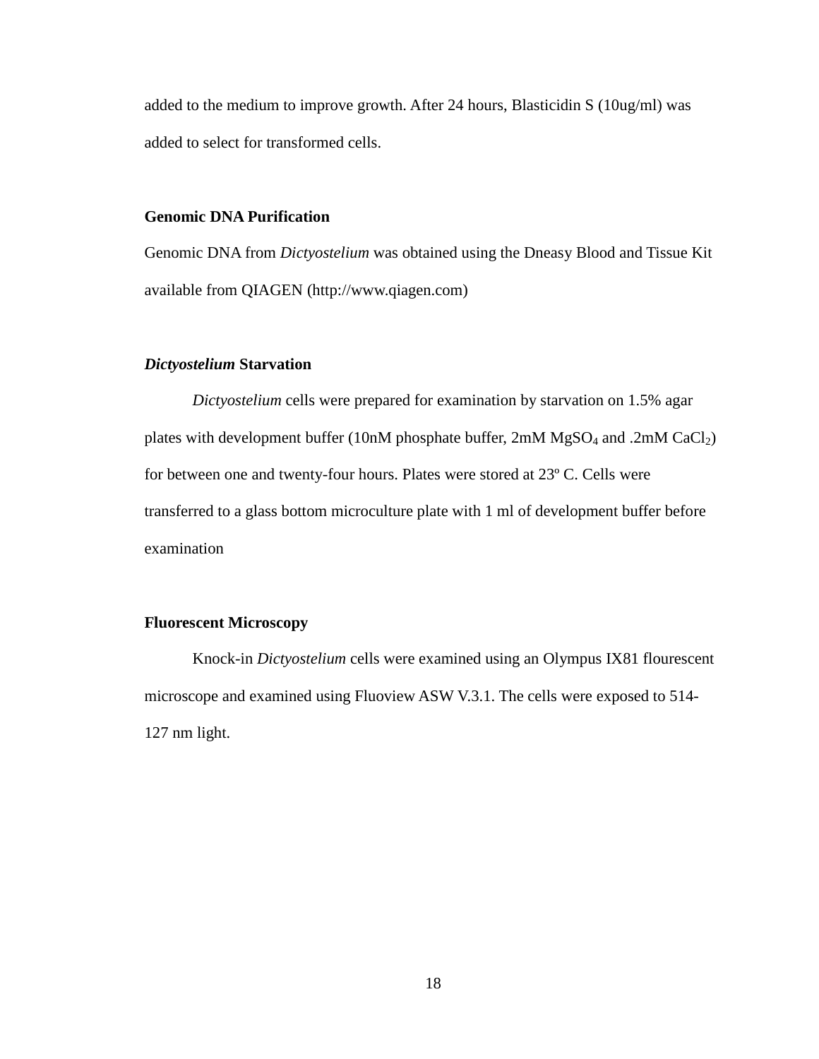added to the medium to improve growth. After 24 hours, Blasticidin S (10ug/ml) was added to select for transformed cells.

**Genomic DNA Purification**

Genomic DNA from *Dictyostelium* was obtained using the Dneasy Blood and Tissue Kit available from QIAGEN (http://www.qiagen.com)

***Dictyostelium* Starvation**

*Dictyostelium* cells were prepared for examination by starvation on 1.5% agar plates with development buffer (10nM phosphate buffer, 2mM $MgSO_4$ and .2mM $CaCl_2$) for between one and twenty-four hours. Plates were stored at 23º C. Cells were transferred to a glass bottom microculture plate with 1 ml of development buffer before examination

**Fluorescent Microscopy**

Knock-in *Dictyostelium* cells were examined using an Olympus IX81 flourescent microscope and examined using Fluoview ASW V.3.1. The cells were exposed to 514-127 nm light.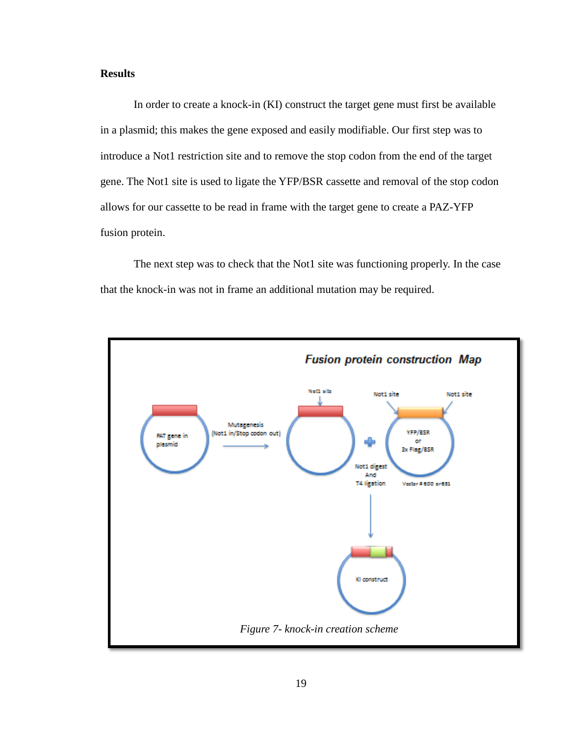**Results**

In order to create a knock-in (KI) construct the target gene must first be available in a plasmid; this makes the gene exposed and easily modifiable. Our first step was to introduce a Not1 restriction site and to remove the stop codon from the end of the target gene. The Not1 site is used to ligate the YFP/BSR cassette and removal of the stop codon allows for our cassette to be read in frame with the target gene to create a PAZ-YFP fusion protein.

The next step was to check that the Not1 site was functioning properly. In the case that the knock-in was not in frame an additional mutation may be required.

*Figure 7- knock-in creation scheme*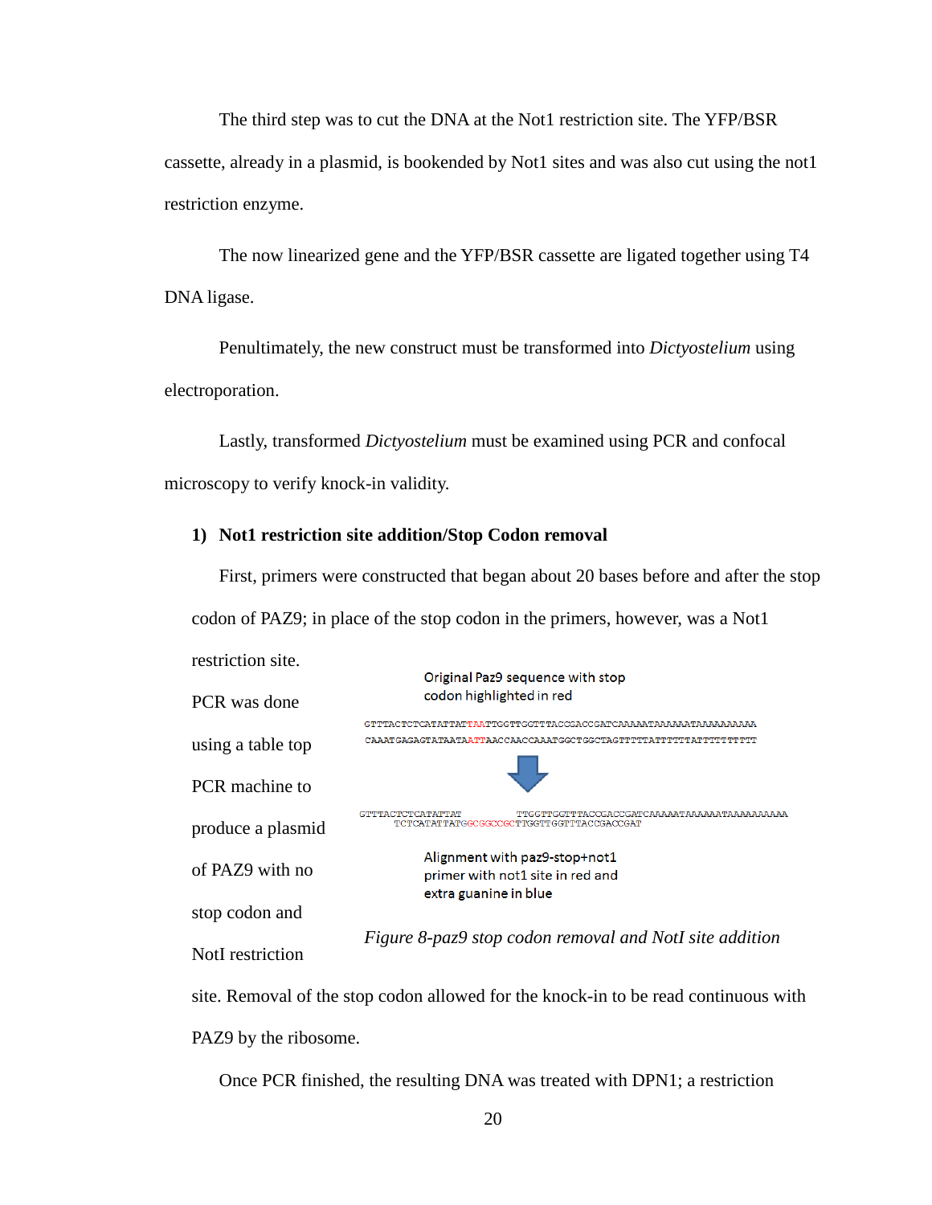The third step was to cut the DNA at the Not1 restriction site. The YFP/BSR cassette, already in a plasmid, is bookended by Not1 sites and was also cut using the not1 restriction enzyme.

The now linearized gene and the YFP/BSR cassette are ligated together using T4 DNA ligase.

Penultimately, the new construct must be transformed into *Dictyostelium* using electroporation.

Lastly, transformed *Dictyostelium* must be examined using PCR and confocal microscopy to verify knock-in validity.

**1) Not1 restriction site addition/Stop Codon removal**

First, primers were constructed that began about 20 bases before and after the stop codon of PAZ9; in place of the stop codon in the primers, however, was a Not1 restriction site. PCR was done using a table top PCR machine to produce a plasmid of PAZ9 with no stop codon and NotI restriction site. Removal of the stop codon allowed for the knock-in to be read continuous with PAZ9 by the ribosome.

Original Paz9 sequence with stop codon highlighted in red

```
GTTTACTCTCATATTATTAATTGGTTGGTTTACCGACCGATCAAAAATAAAAAATAAAAAAAAAA
CAAATGAGAGTATAATAATTAACCAACCAAATGGCTGGCTAGTTTTTATTTTTTATTTTTTTTTT
```

```
GTTTACTCTCATATTAT              TTGGTTGGTTTACCGACCGATCAAAAATAAAAAATAAAAAAAAAA
      TCTCATATTATGGCGGCCGCTTGGTTGGTTTACCGACCGAT
```

Alignment with paz9-stop+not1 primer with not1 site in red and extra guanine in blue

*Figure 8-paz9 stop codon removal and NotI site addition*

Once PCR finished, the resulting DNA was treated with DPN1; a restriction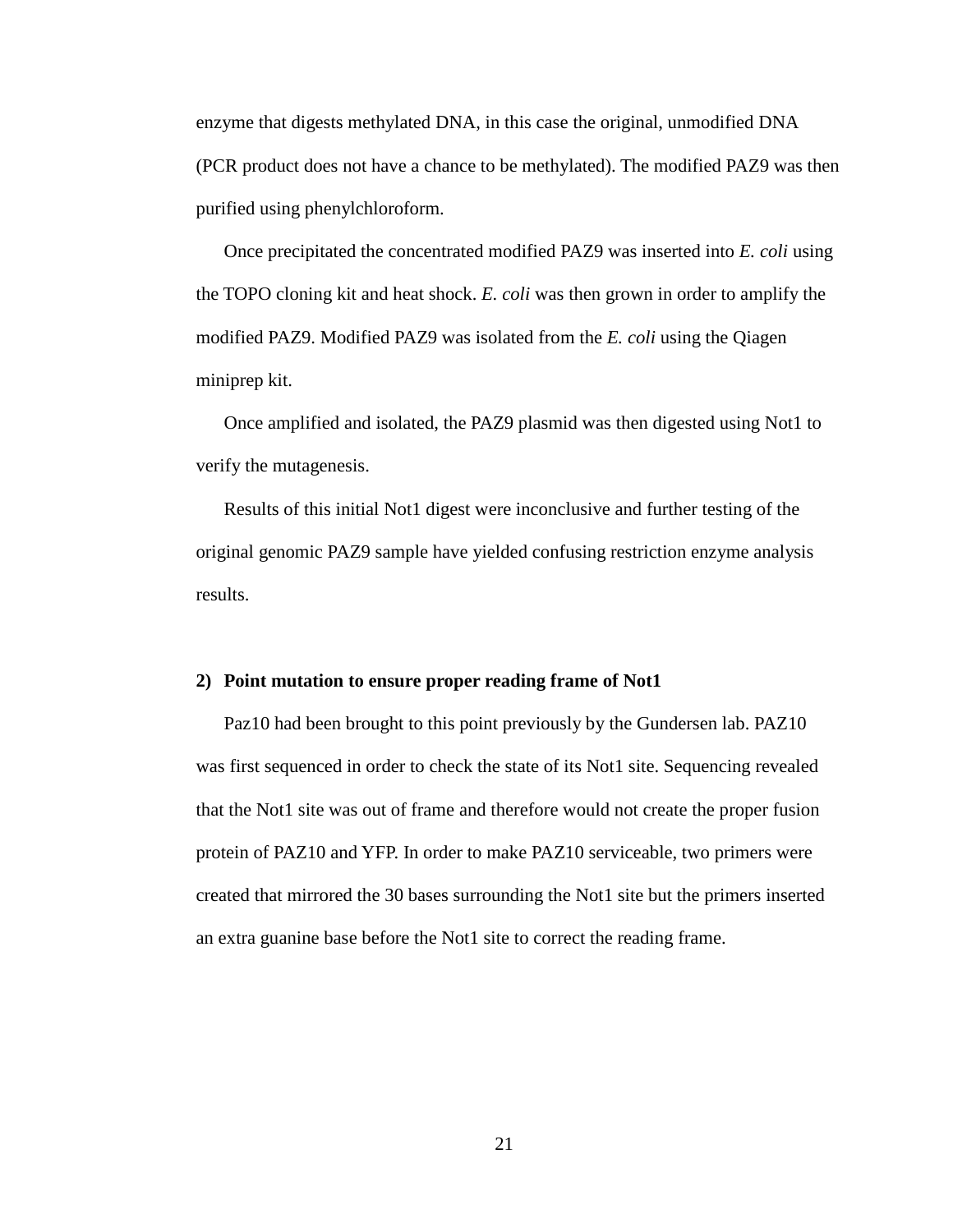enzyme that digests methylated DNA, in this case the original, unmodified DNA (PCR product does not have a chance to be methylated). The modified PAZ9 was then purified using phenylchloroform.

Once precipitated the concentrated modified PAZ9 was inserted into *E. coli* using the TOPO cloning kit and heat shock. *E. coli* was then grown in order to amplify the modified PAZ9. Modified PAZ9 was isolated from the *E. coli* using the Qiagen miniprep kit.

Once amplified and isolated, the PAZ9 plasmid was then digested using Not1 to verify the mutagenesis.

Results of this initial Not1 digest were inconclusive and further testing of the original genomic PAZ9 sample have yielded confusing restriction enzyme analysis results.

**2) Point mutation to ensure proper reading frame of Not1**

Paz10 had been brought to this point previously by the Gundersen lab. PAZ10 was first sequenced in order to check the state of its Not1 site. Sequencing revealed that the Not1 site was out of frame and therefore would not create the proper fusion protein of PAZ10 and YFP. In order to make PAZ10 serviceable, two primers were created that mirrored the 30 bases surrounding the Not1 site but the primers inserted an extra guanine base before the Not1 site to correct the reading frame.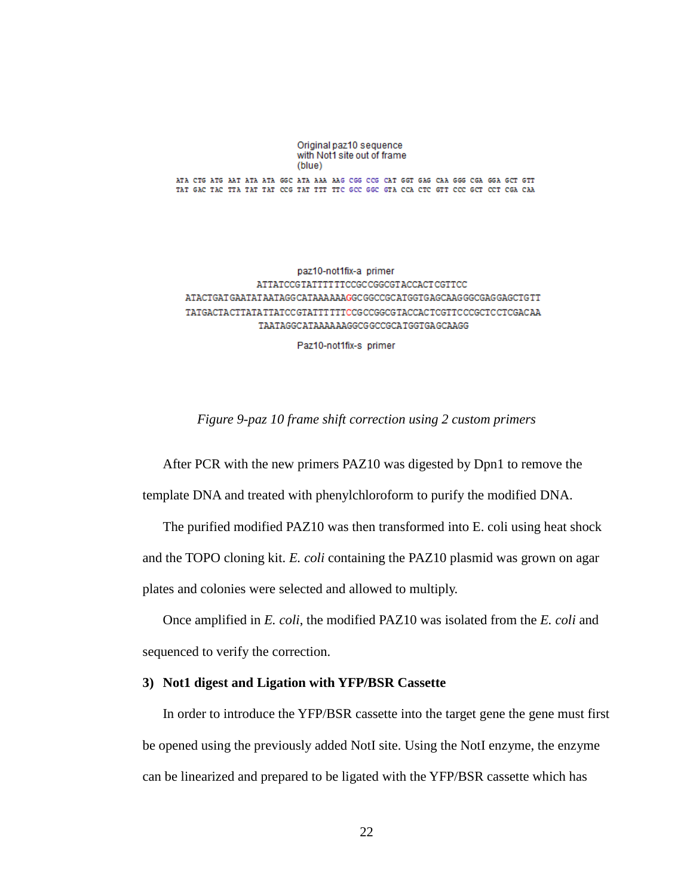Original paz10 sequence
with Not1 site out of frame
(blue)

```
ATA CTG ATG AAT ATA ATA GGC ATA AAA AAG CGG CCG CAT GGT GAG CAA GGG CGA GGA GCT GTT
TAT GAC TAC TTA TAT TAT CCG TAT TTT TTC GCC GGC GTA CCA CTC GTT CCC GCT CCT CGA CAA
```

paz10-not1fix-a primer

```
          ATTATCCGTATTTTTTCCGCCGGCGTACCACTCGTTCC
ATACTGATGAATATAATAGGCATAAAAAAGGCGGCCGCATGGTGAGCAAGGGCGAGGAGCTGTT
TATGACTACTTATATTATCCGTATTTTTTCCGCCGGCGTACCACTCGTTCCCGCTCCTCGACAA
          TAATAGGCATAAAAAAGGCGGCCGCATGGTGAGCAAGG
```

Paz10-not1fix-s primer

*Figure 9-paz 10 frame shift correction using 2 custom primers*

After PCR with the new primers PAZ10 was digested by Dpn1 to remove the template DNA and treated with phenylchloroform to purify the modified DNA.

The purified modified PAZ10 was then transformed into E. coli using heat shock and the TOPO cloning kit. *E. coli* containing the PAZ10 plasmid was grown on agar plates and colonies were selected and allowed to multiply.

Once amplified in *E. coli*, the modified PAZ10 was isolated from the *E. coli* and sequenced to verify the correction.

### 3) Not1 digest and Ligation with YFP/BSR Cassette

In order to introduce the YFP/BSR cassette into the target gene the gene must first be opened using the previously added NotI site. Using the NotI enzyme, the enzyme can be linearized and prepared to be ligated with the YFP/BSR cassette which has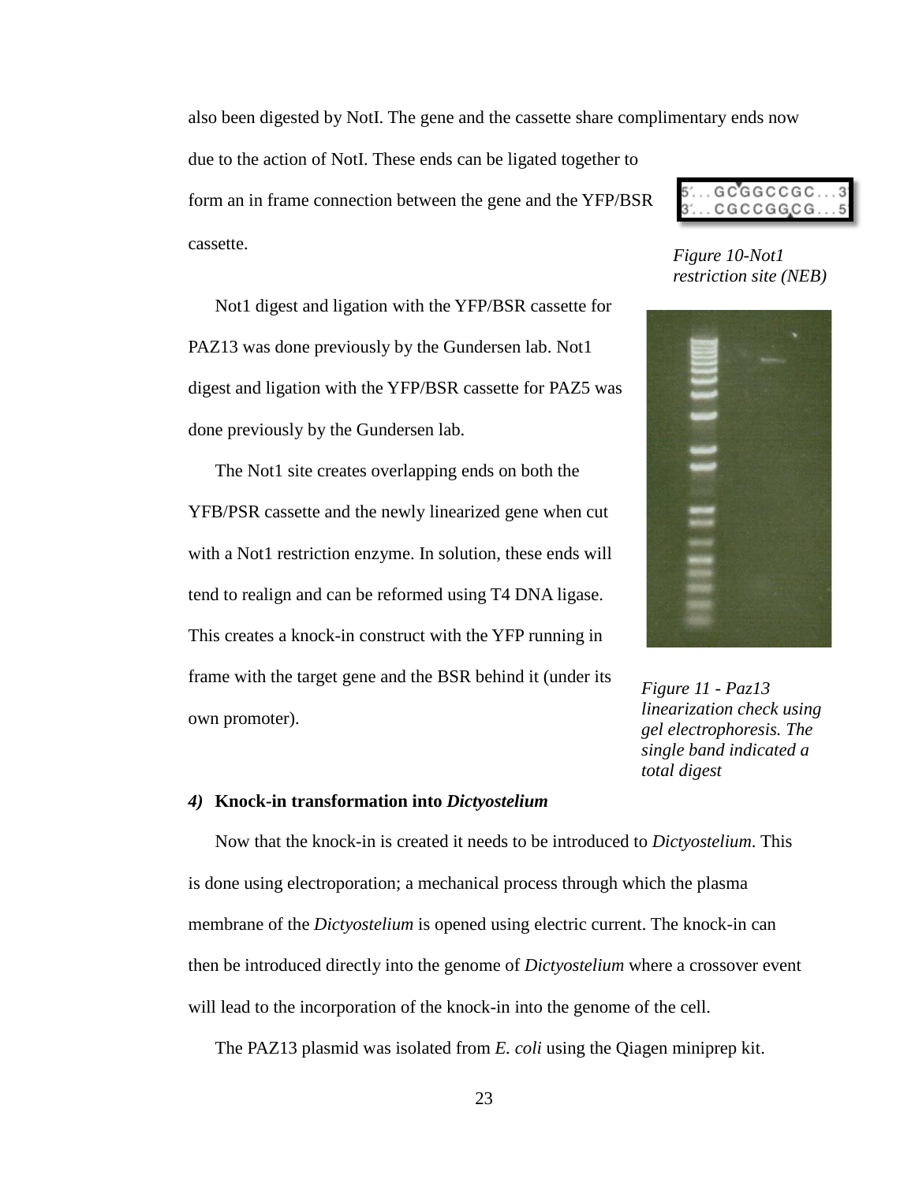also been digested by NotI. The gene and the cassette share complimentary ends now due to the action of NotI. These ends can be ligated together to form an in frame connection between the gene and the YFP/BSR cassette.

5'...GCGGCCGC...3'
3'...CGCCGGCG...5'

*Figure 10-Not1 restriction site (NEB)*

Not1 digest and ligation with the YFP/BSR cassette for PAZ13 was done previously by the Gundersen lab. Not1 digest and ligation with the YFP/BSR cassette for PAZ5 was done previously by the Gundersen lab.

The Not1 site creates overlapping ends on both the YFB/PSR cassette and the newly linearized gene when cut with a Not1 restriction enzyme. In solution, these ends will tend to realign and can be reformed using T4 DNA ligase. This creates a knock-in construct with the YFP running in frame with the target gene and the BSR behind it (under its own promoter).

*Figure 11 - Paz13 linearization check using gel electrophoresis. The single band indicated a total digest*

### *4)* **Knock-in transformation into *Dictyostelium***

Now that the knock-in is created it needs to be introduced to *Dictyostelium*. This is done using electroporation; a mechanical process through which the plasma membrane of the *Dictyostelium* is opened using electric current. The knock-in can then be introduced directly into the genome of *Dictyostelium* where a crossover event will lead to the incorporation of the knock-in into the genome of the cell.

The PAZ13 plasmid was isolated from *E. coli* using the Qiagen miniprep kit.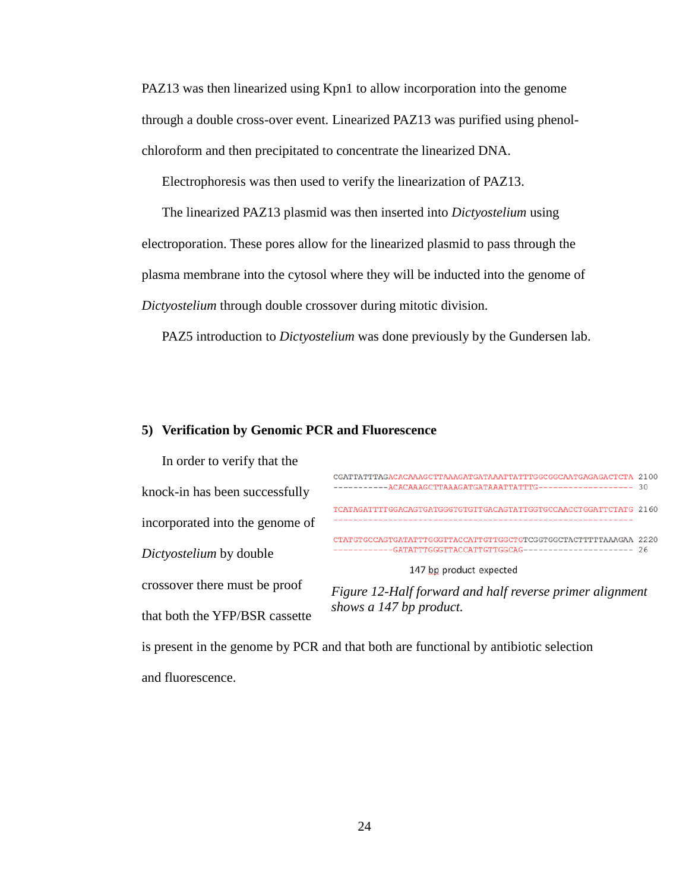PAZ13 was then linearized using Kpn1 to allow incorporation into the genome through a double cross-over event. Linearized PAZ13 was purified using phenol-chloroform and then precipitated to concentrate the linearized DNA.

Electrophoresis was then used to verify the linearization of PAZ13.

The linearized PAZ13 plasmid was then inserted into *Dictyostelium* using electroporation. These pores allow for the linearized plasmid to pass through the plasma membrane into the cytosol where they will be inducted into the genome of *Dictyostelium* through double crossover during mitotic division.

PAZ5 introduction to *Dictyostelium* was done previously by the Gundersen lab.

### 5) Verification by Genomic PCR and Fluorescence

In order to verify that the knock-in has been successfully incorporated into the genome of *Dictyostelium* by double crossover there must be proof that both the YFP/BSR cassette is present in the genome by PCR and that both are functional by antibiotic selection and fluorescence.

```
CGATTATTTAGACACAAAGCTTAAAGATGATAAATTATTTGGCGGCAATGAGAGACTCTA 2100
-----------ACACAAAGCTTAAAGATGATAAATTATTTG------------------- 30

TCATAGATTTTGGACAGTGATGGGTGTGTTGACAGTATTGGTGCCAACCTGGATTCTATG 2160
------------------------------------------------------------

CTATGTGCCAGTGATATTTGGGTTACCATTGTTGGCTGTCGGTGGCTACTTTTTAAAGAA 2220
------------GATATTTGGGTTACCATTGTTGGCAG---------------------- 26
```

147 bp product expected

*Figure 12-Half forward and half reverse primer alignment shows a 147 bp product.*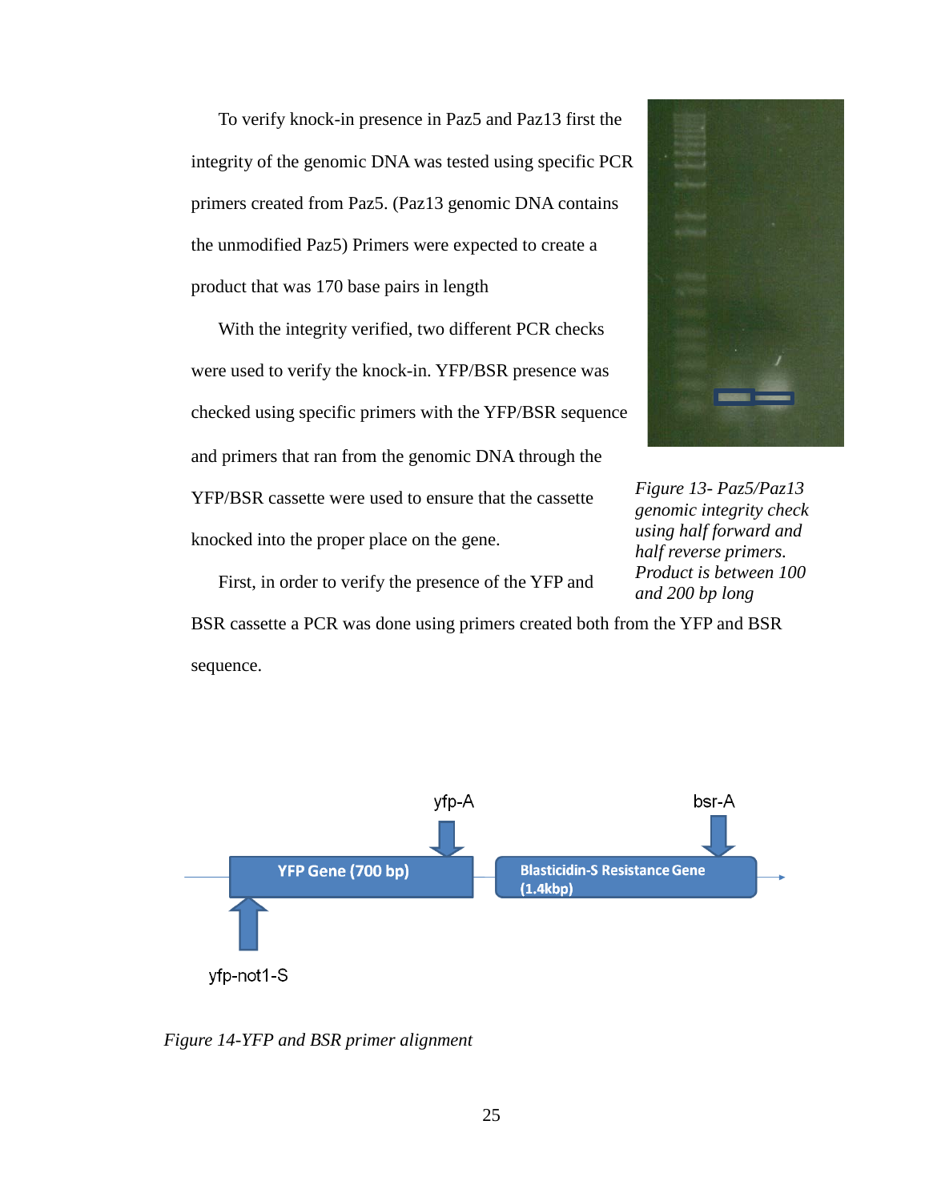To verify knock-in presence in Paz5 and Paz13 first the integrity of the genomic DNA was tested using specific PCR primers created from Paz5. (Paz13 genomic DNA contains the unmodified Paz5) Primers were expected to create a product that was 170 base pairs in length

With the integrity verified, two different PCR checks were used to verify the knock-in. YFP/BSR presence was checked using specific primers with the YFP/BSR sequence and primers that ran from the genomic DNA through the YFP/BSR cassette were used to ensure that the cassette knocked into the proper place on the gene.

*Figure 13- Paz5/Paz13 genomic integrity check using half forward and half reverse primers. Product is between 100 and 200 bp long*

First, in order to verify the presence of the YFP and BSR cassette a PCR was done using primers created both from the YFP and BSR sequence.

*Figure 14-YFP and BSR primer alignment*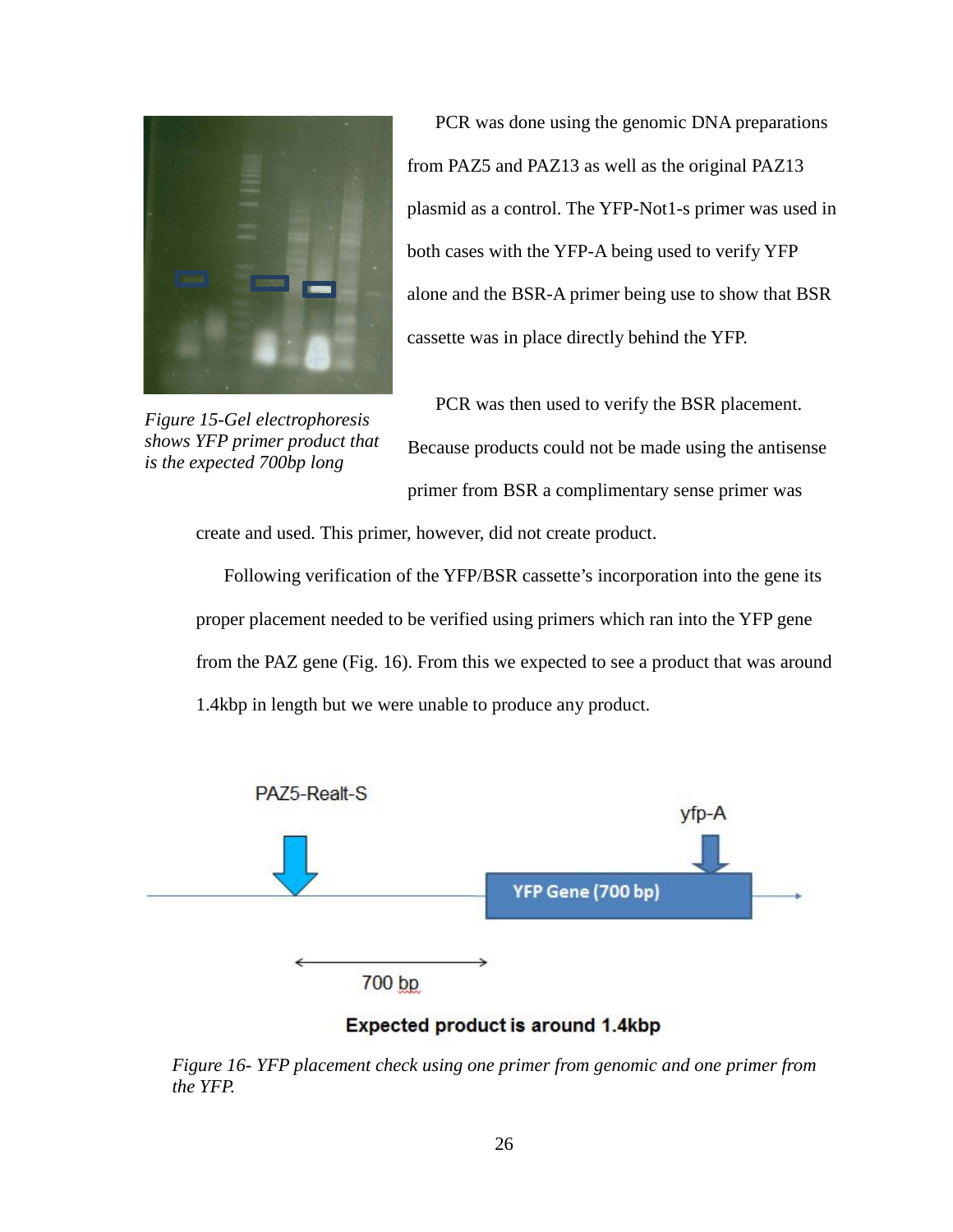*Figure 15-Gel electrophoresis shows YFP primer product that is the expected 700bp long*

PCR was done using the genomic DNA preparations from PAZ5 and PAZ13 as well as the original PAZ13 plasmid as a control. The YFP-Not1-s primer was used in both cases with the YFP-A being used to verify YFP alone and the BSR-A primer being use to show that BSR cassette was in place directly behind the YFP.

PCR was then used to verify the BSR placement. Because products could not be made using the antisense primer from BSR a complimentary sense primer was create and used. This primer, however, did not create product.

Following verification of the YFP/BSR cassette's incorporation into the gene its proper placement needed to be verified using primers which ran into the YFP gene from the PAZ gene (Fig. 16). From this we expected to see a product that was around 1.4kbp in length but we were unable to produce any product.

PAZ5-Realt-S

yfp-A

YFP Gene (700 bp)

700 bp

**Expected product is around 1.4kbp**

*Figure 16- YFP placement check using one primer from genomic and one primer from the YFP.*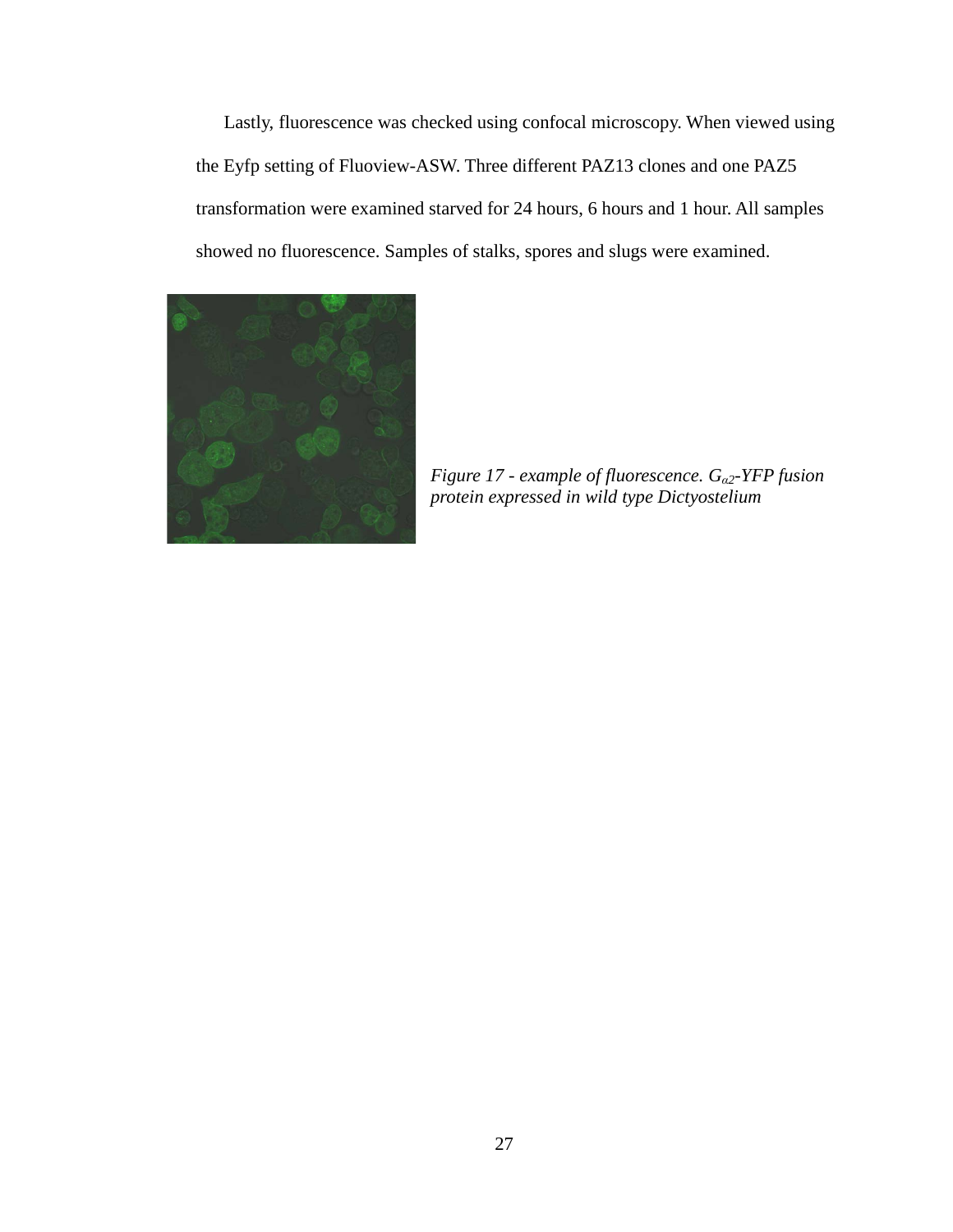Lastly, fluorescence was checked using confocal microscopy. When viewed using the Eyfp setting of Fluoview-ASW. Three different PAZ13 clones and one PAZ5 transformation were examined starved for 24 hours, 6 hours and 1 hour. All samples showed no fluorescence. Samples of stalks, spores and slugs were examined.

*Figure 17 - example of fluorescence. $G_{\alpha 2}$-YFP fusion protein expressed in wild type Dictyostelium*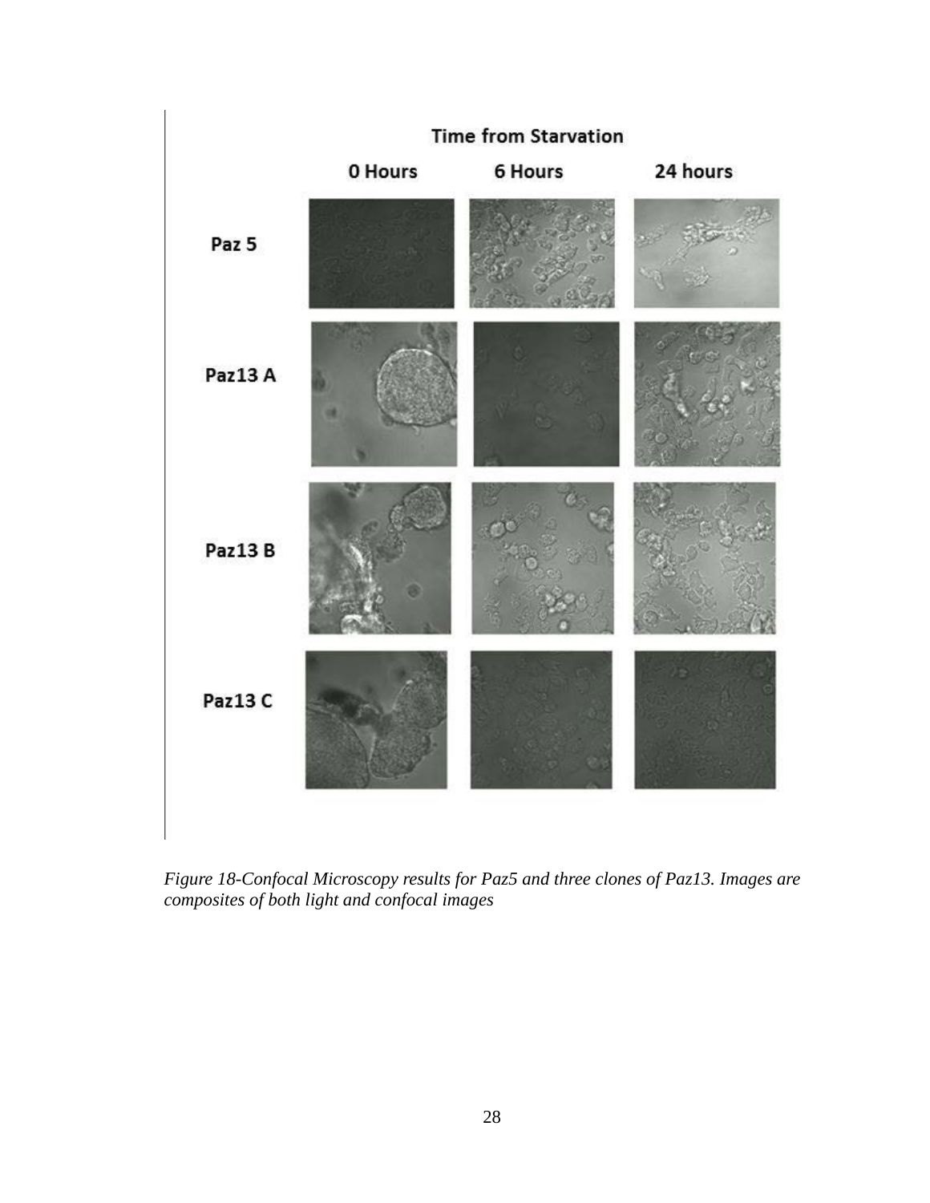*Figure 18-Confocal Microscopy results for Paz5 and three clones of Paz13. Images are composites of both light and confocal images*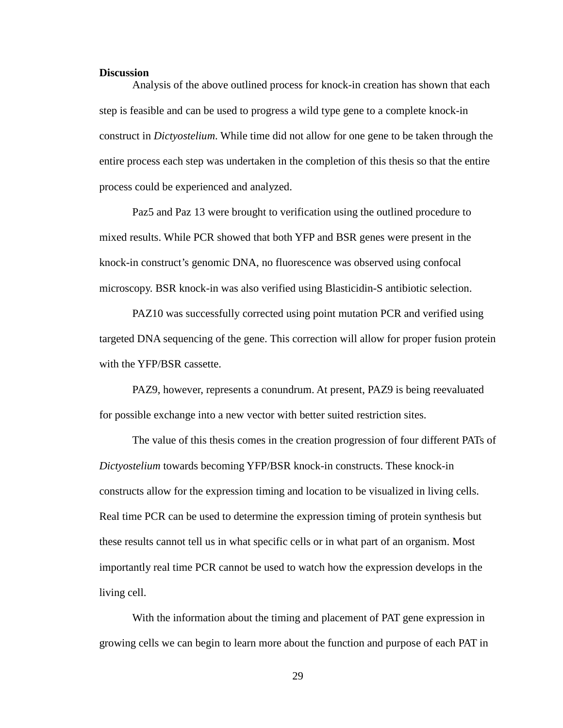**Discussion**

Analysis of the above outlined process for knock-in creation has shown that each step is feasible and can be used to progress a wild type gene to a complete knock-in construct in *Dictyostelium*. While time did not allow for one gene to be taken through the entire process each step was undertaken in the completion of this thesis so that the entire process could be experienced and analyzed.

Paz5 and Paz 13 were brought to verification using the outlined procedure to mixed results. While PCR showed that both YFP and BSR genes were present in the knock-in construct's genomic DNA, no fluorescence was observed using confocal microscopy. BSR knock-in was also verified using Blasticidin-S antibiotic selection.

PAZ10 was successfully corrected using point mutation PCR and verified using targeted DNA sequencing of the gene. This correction will allow for proper fusion protein with the YFP/BSR cassette.

PAZ9, however, represents a conundrum. At present, PAZ9 is being reevaluated for possible exchange into a new vector with better suited restriction sites.

The value of this thesis comes in the creation progression of four different PATs of *Dictyostelium* towards becoming YFP/BSR knock-in constructs. These knock-in constructs allow for the expression timing and location to be visualized in living cells. Real time PCR can be used to determine the expression timing of protein synthesis but these results cannot tell us in what specific cells or in what part of an organism. Most importantly real time PCR cannot be used to watch how the expression develops in the living cell.

With the information about the timing and placement of PAT gene expression in growing cells we can begin to learn more about the function and purpose of each PAT in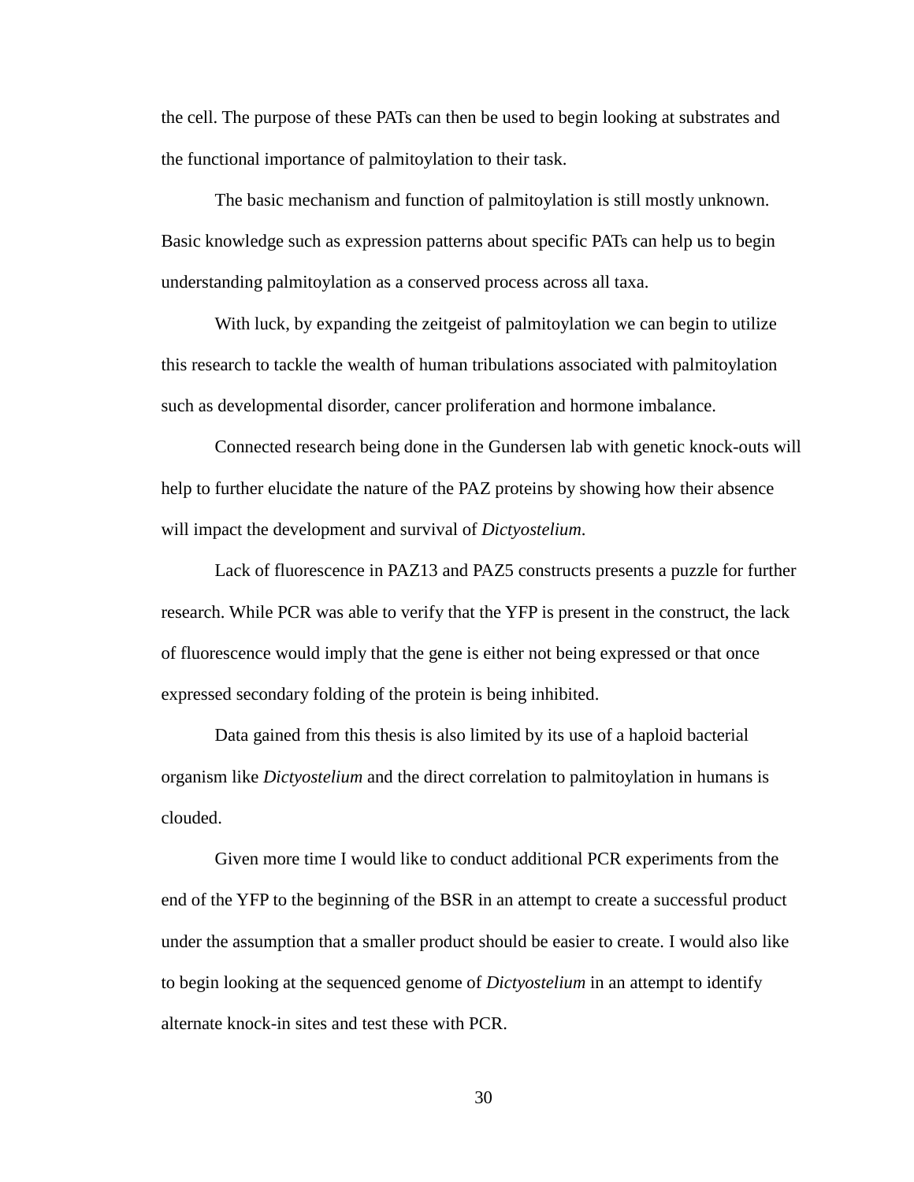the cell. The purpose of these PATs can then be used to begin looking at substrates and the functional importance of palmitoylation to their task.

The basic mechanism and function of palmitoylation is still mostly unknown. Basic knowledge such as expression patterns about specific PATs can help us to begin understanding palmitoylation as a conserved process across all taxa.

With luck, by expanding the zeitgeist of palmitoylation we can begin to utilize this research to tackle the wealth of human tribulations associated with palmitoylation such as developmental disorder, cancer proliferation and hormone imbalance.

Connected research being done in the Gundersen lab with genetic knock-outs will help to further elucidate the nature of the PAZ proteins by showing how their absence will impact the development and survival of *Dictyostelium*.

Lack of fluorescence in PAZ13 and PAZ5 constructs presents a puzzle for further research. While PCR was able to verify that the YFP is present in the construct, the lack of fluorescence would imply that the gene is either not being expressed or that once expressed secondary folding of the protein is being inhibited.

Data gained from this thesis is also limited by its use of a haploid bacterial organism like *Dictyostelium* and the direct correlation to palmitoylation in humans is clouded.

Given more time I would like to conduct additional PCR experiments from the end of the YFP to the beginning of the BSR in an attempt to create a successful product under the assumption that a smaller product should be easier to create. I would also like to begin looking at the sequenced genome of *Dictyostelium* in an attempt to identify alternate knock-in sites and test these with PCR.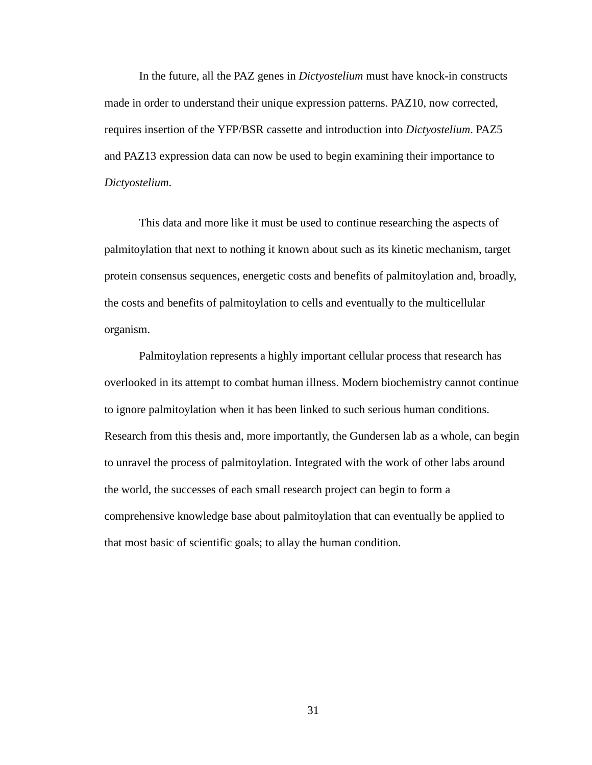In the future, all the PAZ genes in *Dictyostelium* must have knock-in constructs made in order to understand their unique expression patterns. PAZ10, now corrected, requires insertion of the YFP/BSR cassette and introduction into *Dictyostelium*. PAZ5 and PAZ13 expression data can now be used to begin examining their importance to *Dictyostelium*.

This data and more like it must be used to continue researching the aspects of palmitoylation that next to nothing it known about such as its kinetic mechanism, target protein consensus sequences, energetic costs and benefits of palmitoylation and, broadly, the costs and benefits of palmitoylation to cells and eventually to the multicellular organism.

Palmitoylation represents a highly important cellular process that research has overlooked in its attempt to combat human illness. Modern biochemistry cannot continue to ignore palmitoylation when it has been linked to such serious human conditions. Research from this thesis and, more importantly, the Gundersen lab as a whole, can begin to unravel the process of palmitoylation. Integrated with the work of other labs around the world, the successes of each small research project can begin to form a comprehensive knowledge base about palmitoylation that can eventually be applied to that most basic of scientific goals; to allay the human condition.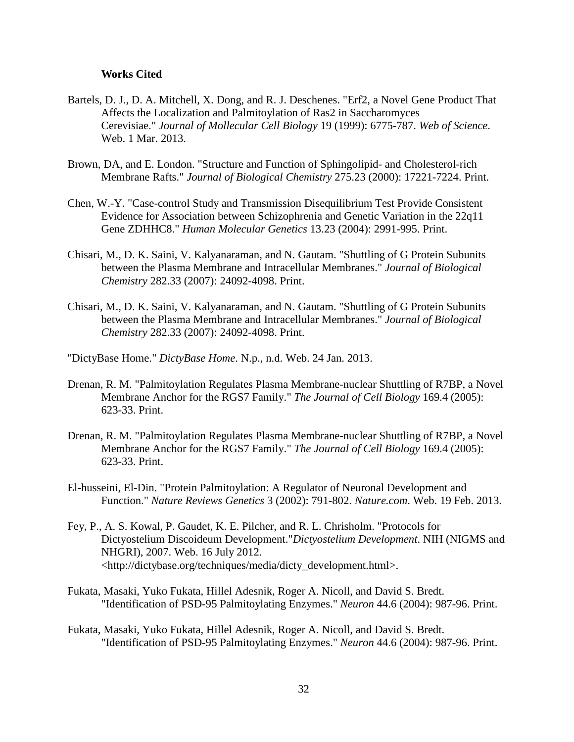**Works Cited**

Bartels, D. J., D. A. Mitchell, X. Dong, and R. J. Deschenes. "Erf2, a Novel Gene Product That Affects the Localization and Palmitoylation of Ras2 in Saccharomyces Cerevisiae." *Journal of Mollecular Cell Biology* 19 (1999): 6775-787. *Web of Science*. Web. 1 Mar. 2013.

Brown, DA, and E. London. "Structure and Function of Sphingolipid- and Cholesterol-rich Membrane Rafts." *Journal of Biological Chemistry* 275.23 (2000): 17221-7224. Print.

Chen, W.-Y. "Case-control Study and Transmission Disequilibrium Test Provide Consistent Evidence for Association between Schizophrenia and Genetic Variation in the 22q11 Gene ZDHHC8." *Human Molecular Genetics* 13.23 (2004): 2991-995. Print.

Chisari, M., D. K. Saini, V. Kalyanaraman, and N. Gautam. "Shuttling of G Protein Subunits between the Plasma Membrane and Intracellular Membranes." *Journal of Biological Chemistry* 282.33 (2007): 24092-4098. Print.

Chisari, M., D. K. Saini, V. Kalyanaraman, and N. Gautam. "Shuttling of G Protein Subunits between the Plasma Membrane and Intracellular Membranes." *Journal of Biological Chemistry* 282.33 (2007): 24092-4098. Print.

"DictyBase Home." *DictyBase Home*. N.p., n.d. Web. 24 Jan. 2013.

Drenan, R. M. "Palmitoylation Regulates Plasma Membrane-nuclear Shuttling of R7BP, a Novel Membrane Anchor for the RGS7 Family." *The Journal of Cell Biology* 169.4 (2005): 623-33. Print.

Drenan, R. M. "Palmitoylation Regulates Plasma Membrane-nuclear Shuttling of R7BP, a Novel Membrane Anchor for the RGS7 Family." *The Journal of Cell Biology* 169.4 (2005): 623-33. Print.

El-husseini, El-Din. "Protein Palmitoylation: A Regulator of Neuronal Development and Function." *Nature Reviews Genetics* 3 (2002): 791-802. *Nature.com*. Web. 19 Feb. 2013.

Fey, P., A. S. Kowal, P. Gaudet, K. E. Pilcher, and R. L. Chrisholm. "Protocols for Dictyostelium Discoideum Development."*Dictyostelium Development*. NIH (NIGMS and NHGRI), 2007. Web. 16 July 2012. <http://dictybase.org/techniques/media/dicty_development.html>.

Fukata, Masaki, Yuko Fukata, Hillel Adesnik, Roger A. Nicoll, and David S. Bredt. "Identification of PSD-95 Palmitoylating Enzymes." *Neuron* 44.6 (2004): 987-96. Print.

Fukata, Masaki, Yuko Fukata, Hillel Adesnik, Roger A. Nicoll, and David S. Bredt. "Identification of PSD-95 Palmitoylating Enzymes." *Neuron* 44.6 (2004): 987-96. Print.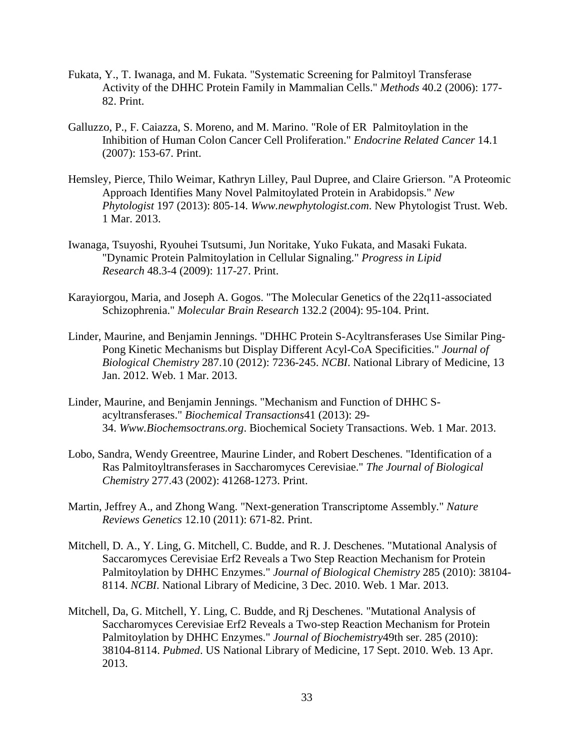Fukata, Y., T. Iwanaga, and M. Fukata. "Systematic Screening for Palmitoyl Transferase Activity of the DHHC Protein Family in Mammalian Cells." *Methods* 40.2 (2006): 177-82. Print.

Galluzzo, P., F. Caiazza, S. Moreno, and M. Marino. "Role of ER  Palmitoylation in the Inhibition of Human Colon Cancer Cell Proliferation." *Endocrine Related Cancer* 14.1 (2007): 153-67. Print.

Hemsley, Pierce, Thilo Weimar, Kathryn Lilley, Paul Dupree, and Claire Grierson. "A Proteomic Approach Identifies Many Novel Palmitoylated Protein in Arabidopsis." *New Phytologist* 197 (2013): 805-14. *Www.newphytologist.com*. New Phytologist Trust. Web. 1 Mar. 2013.

Iwanaga, Tsuyoshi, Ryouhei Tsutsumi, Jun Noritake, Yuko Fukata, and Masaki Fukata. "Dynamic Protein Palmitoylation in Cellular Signaling." *Progress in Lipid Research* 48.3-4 (2009): 117-27. Print.

Karayiorgou, Maria, and Joseph A. Gogos. "The Molecular Genetics of the 22q11-associated Schizophrenia." *Molecular Brain Research* 132.2 (2004): 95-104. Print.

Linder, Maurine, and Benjamin Jennings. "DHHC Protein S-Acyltransferases Use Similar Ping-Pong Kinetic Mechanisms but Display Different Acyl-CoA Specificities." *Journal of Biological Chemistry* 287.10 (2012): 7236-245. *NCBI*. National Library of Medicine, 13 Jan. 2012. Web. 1 Mar. 2013.

Linder, Maurine, and Benjamin Jennings. "Mechanism and Function of DHHC S-acyltransferases." *Biochemical Transactions*41 (2013): 29-34. *Www.Biochemsoctrans.org*. Biochemical Society Transactions. Web. 1 Mar. 2013.

Lobo, Sandra, Wendy Greentree, Maurine Linder, and Robert Deschenes. "Identification of a Ras Palmitoyltransferases in Saccharomyces Cerevisiae." *The Journal of Biological Chemistry* 277.43 (2002): 41268-1273. Print.

Martin, Jeffrey A., and Zhong Wang. "Next-generation Transcriptome Assembly." *Nature Reviews Genetics* 12.10 (2011): 671-82. Print.

Mitchell, D. A., Y. Ling, G. Mitchell, C. Budde, and R. J. Deschenes. "Mutational Analysis of Saccaromyces Cerevisiae Erf2 Reveals a Two Step Reaction Mechanism for Protein Palmitoylation by DHHC Enzymes." *Journal of Biological Chemistry* 285 (2010): 38104-8114. *NCBI*. National Library of Medicine, 3 Dec. 2010. Web. 1 Mar. 2013.

Mitchell, Da, G. Mitchell, Y. Ling, C. Budde, and Rj Deschenes. "Mutational Analysis of Saccharomyces Cerevisiae Erf2 Reveals a Two-step Reaction Mechanism for Protein Palmitoylation by DHHC Enzymes." *Journal of Biochemistry*49th ser. 285 (2010): 38104-8114. *Pubmed*. US National Library of Medicine, 17 Sept. 2010. Web. 13 Apr. 2013.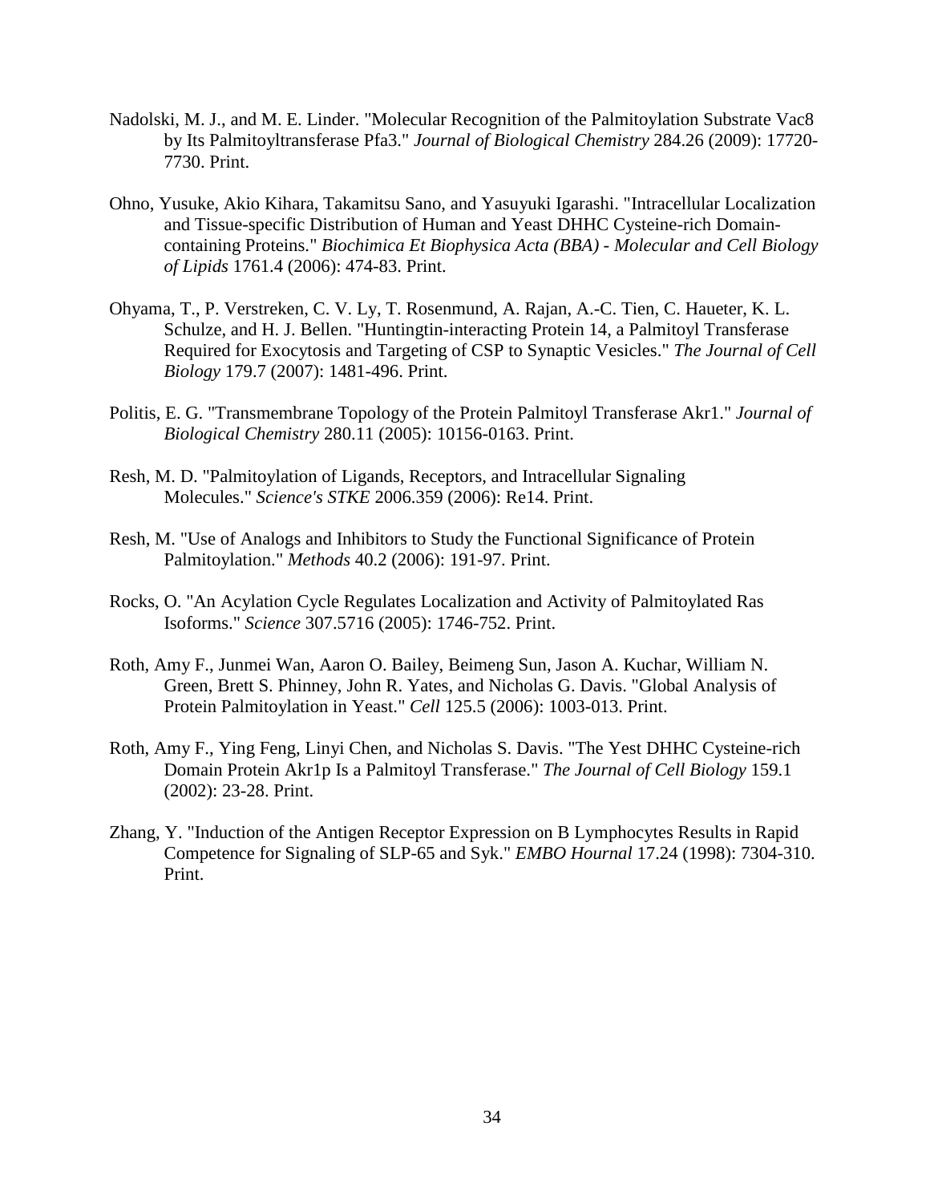Nadolski, M. J., and M. E. Linder. "Molecular Recognition of the Palmitoylation Substrate Vac8 by Its Palmitoyltransferase Pfa3." *Journal of Biological Chemistry* 284.26 (2009): 17720-7730. Print.

Ohno, Yusuke, Akio Kihara, Takamitsu Sano, and Yasuyuki Igarashi. "Intracellular Localization and Tissue-specific Distribution of Human and Yeast DHHC Cysteine-rich Domain-containing Proteins." *Biochimica Et Biophysica Acta (BBA) - Molecular and Cell Biology of Lipids* 1761.4 (2006): 474-83. Print.

Ohyama, T., P. Verstreken, C. V. Ly, T. Rosenmund, A. Rajan, A.-C. Tien, C. Haueter, K. L. Schulze, and H. J. Bellen. "Huntingtin-interacting Protein 14, a Palmitoyl Transferase Required for Exocytosis and Targeting of CSP to Synaptic Vesicles." *The Journal of Cell Biology* 179.7 (2007): 1481-496. Print.

Politis, E. G. "Transmembrane Topology of the Protein Palmitoyl Transferase Akr1." *Journal of Biological Chemistry* 280.11 (2005): 10156-0163. Print.

Resh, M. D. "Palmitoylation of Ligands, Receptors, and Intracellular Signaling Molecules." *Science's STKE* 2006.359 (2006): Re14. Print.

Resh, M. "Use of Analogs and Inhibitors to Study the Functional Significance of Protein Palmitoylation." *Methods* 40.2 (2006): 191-97. Print.

Rocks, O. "An Acylation Cycle Regulates Localization and Activity of Palmitoylated Ras Isoforms." *Science* 307.5716 (2005): 1746-752. Print.

Roth, Amy F., Junmei Wan, Aaron O. Bailey, Beimeng Sun, Jason A. Kuchar, William N. Green, Brett S. Phinney, John R. Yates, and Nicholas G. Davis. "Global Analysis of Protein Palmitoylation in Yeast." *Cell* 125.5 (2006): 1003-013. Print.

Roth, Amy F., Ying Feng, Linyi Chen, and Nicholas S. Davis. "The Yest DHHC Cysteine-rich Domain Protein Akr1p Is a Palmitoyl Transferase." *The Journal of Cell Biology* 159.1 (2002): 23-28. Print.

Zhang, Y. "Induction of the Antigen Receptor Expression on B Lymphocytes Results in Rapid Competence for Signaling of SLP-65 and Syk." *EMBO Hournal* 17.24 (1998): 7304-310. Print.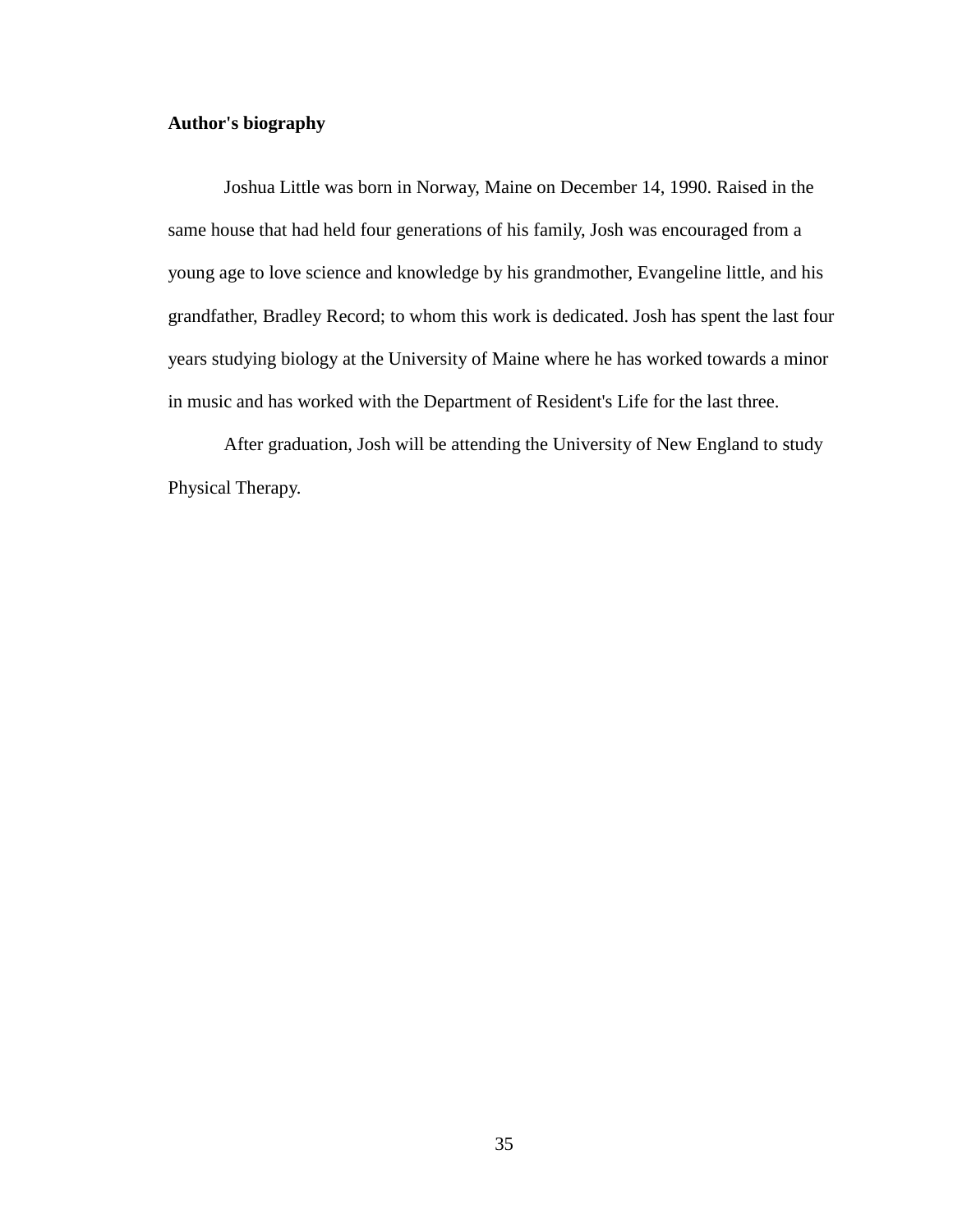**Author's biography**

Joshua Little was born in Norway, Maine on December 14, 1990. Raised in the same house that had held four generations of his family, Josh was encouraged from a young age to love science and knowledge by his grandmother, Evangeline little, and his grandfather, Bradley Record; to whom this work is dedicated. Josh has spent the last four years studying biology at the University of Maine where he has worked towards a minor in music and has worked with the Department of Resident's Life for the last three.

After graduation, Josh will be attending the University of New England to study Physical Therapy.